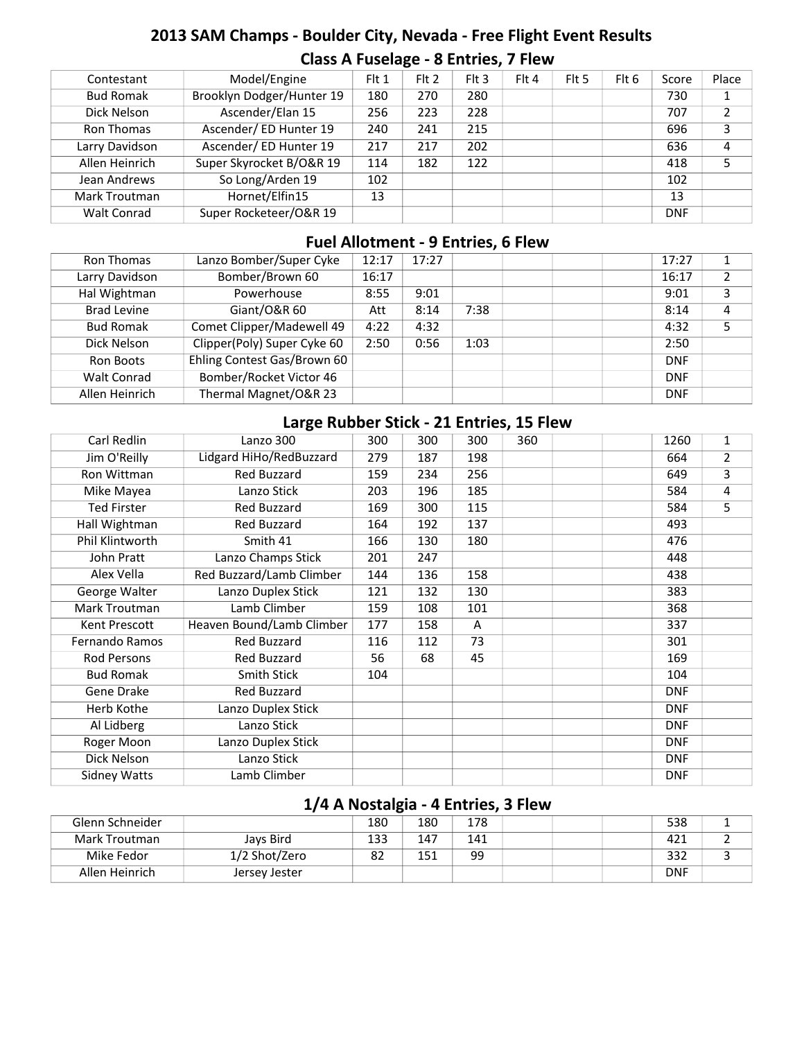# 2013 SAM Champs - Boulder City, Nevada - Free Flight Event Results

## Class A Fuselage - 8 Entries, 7 Flew

| Contestant | Model/Engine | Flt 1 | Flt 2 | Flt 3 | Flt 4 | Flt 5 | Flt 6 | Score | Place |
|---|---|---|---|---|---|---|---|---|---|
| Bud Romak | Brooklyn Dodger/Hunter 19 | 180 | 270 | 280 | | | | 730 | 1 |
| Dick Nelson | Ascender/Elan 15 | 256 | 223 | 228 | | | | 707 | 2 |
| Ron Thomas | Ascender/ ED Hunter 19 | 240 | 241 | 215 | | | | 696 | 3 |
| Larry Davidson | Ascender/ ED Hunter 19 | 217 | 217 | 202 | | | | 636 | 4 |
| Allen Heinrich | Super Skyrocket B/O&R 19 | 114 | 182 | 122 | | | | 418 | 5 |
| Jean Andrews | So Long/Arden 19 | 102 | | | | | | 102 | |
| Mark Troutman | Hornet/Elfin15 | 13 | | | | | | 13 | |
| Walt Conrad | Super Rocketeer/O&R 19 | | | | | | | DNF | |

## Fuel Allotment - 9 Entries, 6 Flew

| Contestant | Model/Engine | Flt 1 | Flt 2 | Flt 3 | Flt 4 | Flt 5 | Flt 6 | Score | Place |
|---|---|---|---|---|---|---|---|---|---|
| Ron Thomas | Lanzo Bomber/Super Cyke | 12:17 | 17:27 | | | | | 17:27 | 1 |
| Larry Davidson | Bomber/Brown 60 | 16:17 | | | | | | 16:17 | 2 |
| Hal Wightman | Powerhouse | 8:55 | 9:01 | | | | | 9:01 | 3 |
| Brad Levine | Giant/O&R 60 | Att | 8:14 | 7:38 | | | | 8:14 | 4 |
| Bud Romak | Comet Clipper/Madewell 49 | 4:22 | 4:32 | | | | | 4:32 | 5 |
| Dick Nelson | Clipper(Poly) Super Cyke 60 | 2:50 | 0:56 | 1:03 | | | | 2:50 | |
| Ron Boots | Ehling Contest Gas/Brown 60 | | | | | | | DNF | |
| Walt Conrad | Bomber/Rocket Victor 46 | | | | | | | DNF | |
| Allen Heinrich | Thermal Magnet/O&R 23 | | | | | | | DNF | |

## Large Rubber Stick - 21 Entries, 15 Flew

| Contestant | Model/Engine | Flt 1 | Flt 2 | Flt 3 | Flt 4 | Flt 5 | Flt 6 | Score | Place |
|---|---|---|---|---|---|---|---|---|---|
| Carl Redlin | Lanzo 300 | 300 | 300 | 300 | 360 | | | 1260 | 1 |
| Jim O'Reilly | Lidgard HiHo/RedBuzzard | 279 | 187 | 198 | | | | 664 | 2 |
| Ron Wittman | Red Buzzard | 159 | 234 | 256 | | | | 649 | 3 |
| Mike Mayea | Lanzo Stick | 203 | 196 | 185 | | | | 584 | 4 |
| Ted Firster | Red Buzzard | 169 | 300 | 115 | | | | 584 | 5 |
| Hall Wightman | Red Buzzard | 164 | 192 | 137 | | | | 493 | |
| Phil Klintworth | Smith 41 | 166 | 130 | 180 | | | | 476 | |
| John Pratt | Lanzo Champs Stick | 201 | 247 | | | | | 448 | |
| Alex Vella | Red Buzzard/Lamb Climber | 144 | 136 | 158 | | | | 438 | |
| George Walter | Lanzo Duplex Stick | 121 | 132 | 130 | | | | 383 | |
| Mark Troutman | Lamb Climber | 159 | 108 | 101 | | | | 368 | |
| Kent Prescott | Heaven Bound/Lamb Climber | 177 | 158 | A | | | | 337 | |
| Fernando Ramos | Red Buzzard | 116 | 112 | 73 | | | | 301 | |
| Rod Persons | Red Buzzard | 56 | 68 | 45 | | | | 169 | |
| Bud Romak | Smith Stick | 104 | | | | | | 104 | |
| Gene Drake | Red Buzzard | | | | | | | DNF | |
| Herb Kothe | Lanzo Duplex Stick | | | | | | | DNF | |
| Al Lidberg | Lanzo Stick | | | | | | | DNF | |
| Roger Moon | Lanzo Duplex Stick | | | | | | | DNF | |
| Dick Nelson | Lanzo Stick | | | | | | | DNF | |
| Sidney Watts | Lamb Climber | | | | | | | DNF | |

## 1/4 A Nostalgia - 4 Entries, 3 Flew

| Contestant | Model/Engine | Flt 1 | Flt 2 | Flt 3 | Flt 4 | Flt 5 | Flt 6 | Score | Place |
|---|---|---|---|---|---|---|---|---|---|
| Glenn Schneider | | 180 | 180 | 178 | | | | 538 | 1 |
| Mark Troutman | Jays Bird | 133 | 147 | 141 | | | | 421 | 2 |
| Mike Fedor | 1/2 Shot/Zero | 82 | 151 | 99 | | | | 332 | 3 |
| Allen Heinrich | Jersey Jester | | | | | | | DNF | |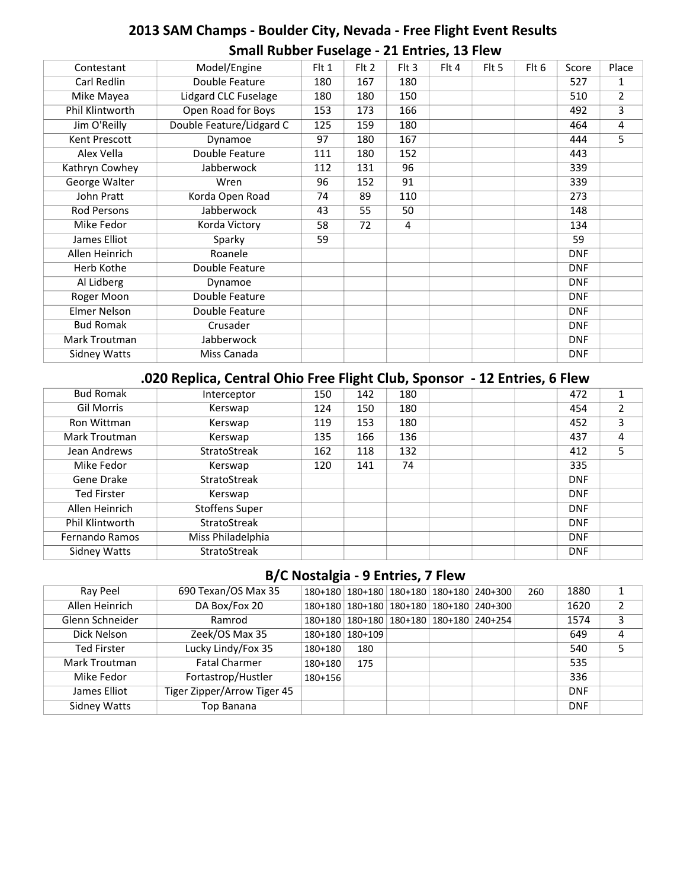# 2013 SAM Champs - Boulder City, Nevada - Free Flight Event Results

## Small Rubber Fuselage - 21 Entries, 13 Flew

| Contestant | Model/Engine | Flt 1 | Flt 2 | Flt 3 | Flt 4 | Flt 5 | Flt 6 | Score | Place |
|---|---|---|---|---|---|---|---|---|---|
| Carl Redlin | Double Feature | 180 | 167 | 180 | | | | 527 | 1 |
| Mike Mayea | Lidgard CLC Fuselage | 180 | 180 | 150 | | | | 510 | 2 |
| Phil Klintworth | Open Road for Boys | 153 | 173 | 166 | | | | 492 | 3 |
| Jim O'Reilly | Double Feature/Lidgard C | 125 | 159 | 180 | | | | 464 | 4 |
| Kent Prescott | Dynamoe | 97 | 180 | 167 | | | | 444 | 5 |
| Alex Vella | Double Feature | 111 | 180 | 152 | | | | 443 | |
| Kathryn Cowhey | Jabberwock | 112 | 131 | 96 | | | | 339 | |
| George Walter | Wren | 96 | 152 | 91 | | | | 339 | |
| John Pratt | Korda Open Road | 74 | 89 | 110 | | | | 273 | |
| Rod Persons | Jabberwock | 43 | 55 | 50 | | | | 148 | |
| Mike Fedor | Korda Victory | 58 | 72 | 4 | | | | 134 | |
| James Elliot | Sparky | 59 | | | | | | 59 | |
| Allen Heinrich | Roanele | | | | | | | DNF | |
| Herb Kothe | Double Feature | | | | | | | DNF | |
| Al Lidberg | Dynamoe | | | | | | | DNF | |
| Roger Moon | Double Feature | | | | | | | DNF | |
| Elmer Nelson | Double Feature | | | | | | | DNF | |
| Bud Romak | Crusader | | | | | | | DNF | |
| Mark Troutman | Jabberwock | | | | | | | DNF | |
| Sidney Watts | Miss Canada | | | | | | | DNF | |

## .020 Replica, Central Ohio Free Flight Club, Sponsor - 12 Entries, 6 Flew

| Contestant | Model/Engine | Flt 1 | Flt 2 | Flt 3 | Flt 4 | Flt 5 | Flt 6 | Score | Place |
|---|---|---|---|---|---|---|---|---|---|
| Bud Romak | Interceptor | 150 | 142 | 180 | | | | 472 | 1 |
| Gil Morris | Kerswap | 124 | 150 | 180 | | | | 454 | 2 |
| Ron Wittman | Kerswap | 119 | 153 | 180 | | | | 452 | 3 |
| Mark Troutman | Kerswap | 135 | 166 | 136 | | | | 437 | 4 |
| Jean Andrews | StratoStreak | 162 | 118 | 132 | | | | 412 | 5 |
| Mike Fedor | Kerswap | 120 | 141 | 74 | | | | 335 | |
| Gene Drake | StratoStreak | | | | | | | DNF | |
| Ted Firster | Kerswap | | | | | | | DNF | |
| Allen Heinrich | Stoffens Super | | | | | | | DNF | |
| Phil Klintworth | StratoStreak | | | | | | | DNF | |
| Fernando Ramos | Miss Philadelphia | | | | | | | DNF | |
| Sidney Watts | StratoStreak | | | | | | | DNF | |

## B/C Nostalgia - 9 Entries, 7 Flew

| Contestant | Model/Engine | Flt 1 | Flt 2 | Flt 3 | Flt 4 | Flt 5 | Flt 6 | Score | Place |
|---|---|---|---|---|---|---|---|---|---|
| Ray Peel | 690 Texan/OS Max 35 | 180+180 | 180+180 | 180+180 | 180+180 | 240+300 | 260 | 1880 | 1 |
| Allen Heinrich | DA Box/Fox 20 | 180+180 | 180+180 | 180+180 | 180+180 | 240+300 | | 1620 | 2 |
| Glenn Schneider | Ramrod | 180+180 | 180+180 | 180+180 | 180+180 | 240+254 | | 1574 | 3 |
| Dick Nelson | Zeek/OS Max 35 | 180+180 | 180+109 | | | | | 649 | 4 |
| Ted Firster | Lucky Lindy/Fox 35 | 180+180 | 180 | | | | | 540 | 5 |
| Mark Troutman | Fatal Charmer | 180+180 | 175 | | | | | 535 | |
| Mike Fedor | Fortastrop/Hustler | 180+156 | | | | | | 336 | |
| James Elliot | Tiger Zipper/Arrow Tiger 45 | | | | | | | DNF | |
| Sidney Watts | Top Banana | | | | | | | DNF | |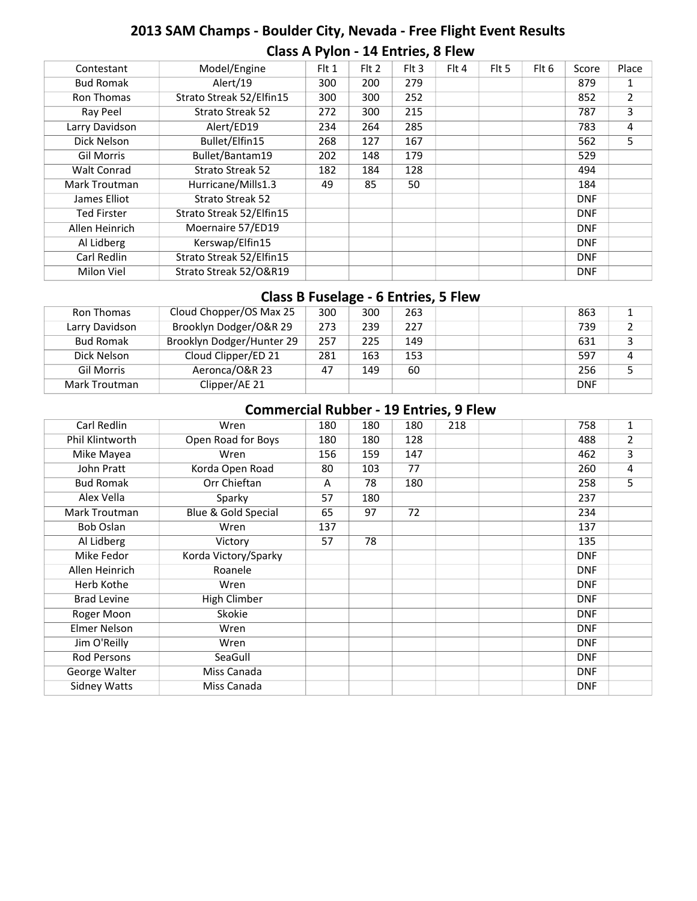# 2013 SAM Champs - Boulder City, Nevada - Free Flight Event Results

## Class A Pylon - 14 Entries, 8 Flew

| Contestant | Model/Engine | Flt 1 | Flt 2 | Flt 3 | Flt 4 | Flt 5 | Flt 6 | Score | Place |
|---|---|---|---|---|---|---|---|---|---|
| Bud Romak | Alert/19 | 300 | 200 | 279 | | | | 879 | 1 |
| Ron Thomas | Strato Streak 52/Elfin15 | 300 | 300 | 252 | | | | 852 | 2 |
| Ray Peel | Strato Streak 52 | 272 | 300 | 215 | | | | 787 | 3 |
| Larry Davidson | Alert/ED19 | 234 | 264 | 285 | | | | 783 | 4 |
| Dick Nelson | Bullet/Elfin15 | 268 | 127 | 167 | | | | 562 | 5 |
| Gil Morris | Bullet/Bantam19 | 202 | 148 | 179 | | | | 529 | |
| Walt Conrad | Strato Streak 52 | 182 | 184 | 128 | | | | 494 | |
| Mark Troutman | Hurricane/Mills1.3 | 49 | 85 | 50 | | | | 184 | |
| James Elliot | Strato Streak 52 | | | | | | | DNF | |
| Ted Firster | Strato Streak 52/Elfin15 | | | | | | | DNF | |
| Allen Heinrich | Moernaire 57/ED19 | | | | | | | DNF | |
| Al Lidberg | Kerswap/Elfin15 | | | | | | | DNF | |
| Carl Redlin | Strato Streak 52/Elfin15 | | | | | | | DNF | |
| Milon Viel | Strato Streak 52/O&R19 | | | | | | | DNF | |

## Class B Fuselage - 6 Entries, 5 Flew

| Contestant | Model/Engine | Flt 1 | Flt 2 | Flt 3 | Flt 4 | Flt 5 | Flt 6 | Score | Place |
|---|---|---|---|---|---|---|---|---|---|
| Ron Thomas | Cloud Chopper/OS Max 25 | 300 | 300 | 263 | | | | 863 | 1 |
| Larry Davidson | Brooklyn Dodger/O&R 29 | 273 | 239 | 227 | | | | 739 | 2 |
| Bud Romak | Brooklyn Dodger/Hunter 29 | 257 | 225 | 149 | | | | 631 | 3 |
| Dick Nelson | Cloud Clipper/ED 21 | 281 | 163 | 153 | | | | 597 | 4 |
| Gil Morris | Aeronca/O&R 23 | 47 | 149 | 60 | | | | 256 | 5 |
| Mark Troutman | Clipper/AE 21 | | | | | | | DNF | |

## Commercial Rubber - 19 Entries, 9 Flew

| Contestant | Model/Engine | Flt 1 | Flt 2 | Flt 3 | Flt 4 | Flt 5 | Flt 6 | Score | Place |
|---|---|---|---|---|---|---|---|---|---|
| Carl Redlin | Wren | 180 | 180 | 180 | 218 | | | 758 | 1 |
| Phil Klintworth | Open Road for Boys | 180 | 180 | 128 | | | | 488 | 2 |
| Mike Mayea | Wren | 156 | 159 | 147 | | | | 462 | 3 |
| John Pratt | Korda Open Road | 80 | 103 | 77 | | | | 260 | 4 |
| Bud Romak | Orr Chieftan | A | 78 | 180 | | | | 258 | 5 |
| Alex Vella | Sparky | 57 | 180 | | | | | 237 | |
| Mark Troutman | Blue & Gold Special | 65 | 97 | 72 | | | | 234 | |
| Bob Oslan | Wren | 137 | | | | | | 137 | |
| Al Lidberg | Victory | 57 | 78 | | | | | 135 | |
| Mike Fedor | Korda Victory/Sparky | | | | | | | DNF | |
| Allen Heinrich | Roanele | | | | | | | DNF | |
| Herb Kothe | Wren | | | | | | | DNF | |
| Brad Levine | High Climber | | | | | | | DNF | |
| Roger Moon | Skokie | | | | | | | DNF | |
| Elmer Nelson | Wren | | | | | | | DNF | |
| Jim O'Reilly | Wren | | | | | | | DNF | |
| Rod Persons | SeaGull | | | | | | | DNF | |
| George Walter | Miss Canada | | | | | | | DNF | |
| Sidney Watts | Miss Canada | | | | | | | DNF | |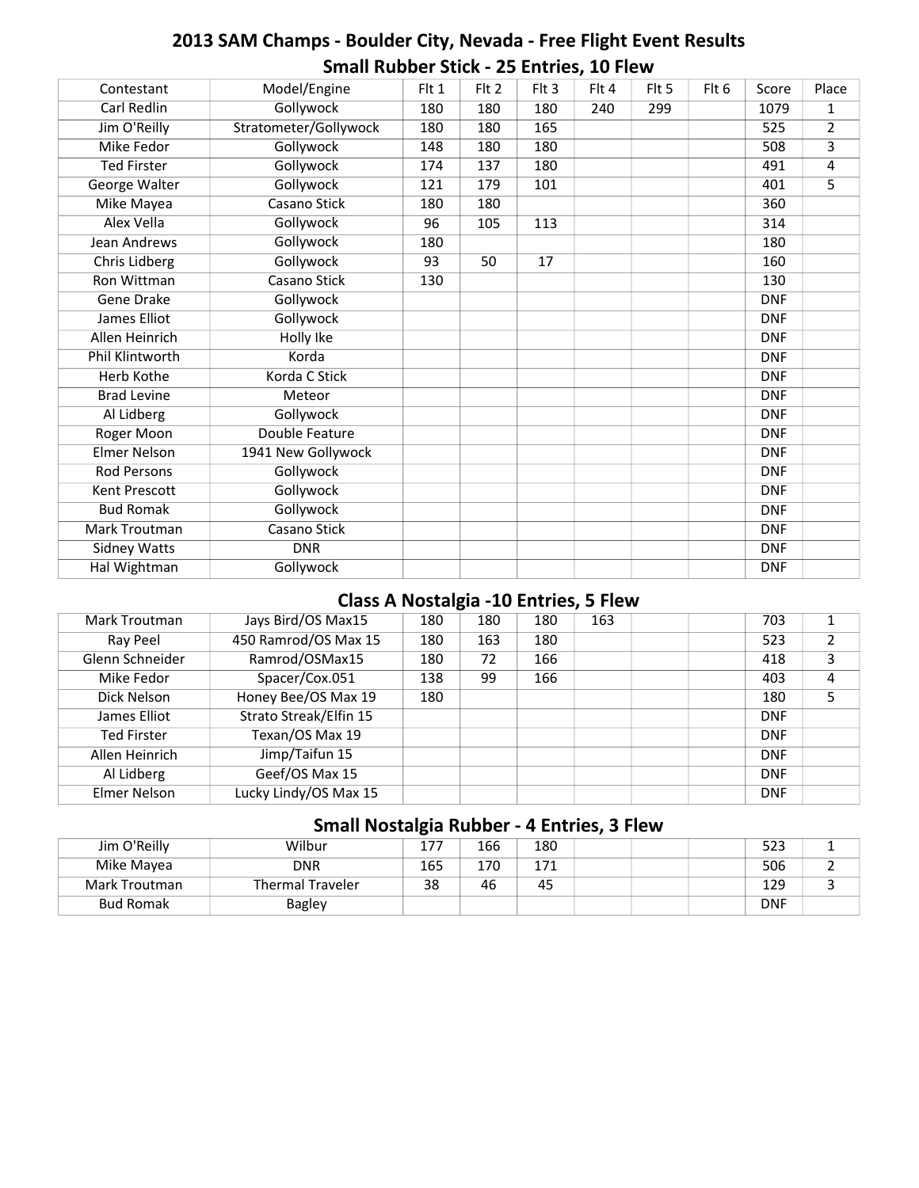## 2013 SAM Champs - Boulder City, Nevada - Free Flight Event Results

### Small Rubber Stick - 25 Entries, 10 Flew

| Contestant | Model/Engine | Flt 1 | Flt 2 | Flt 3 | Flt 4 | Flt 5 | Flt 6 | Score | Place |
|---|---|---|---|---|---|---|---|---|---|
| Carl Redlin | Gollywock | 180 | 180 | 180 | 240 | 299 | | 1079 | 1 |
| Jim O'Reilly | Stratometer/Gollywock | 180 | 180 | 165 | | | | 525 | 2 |
| Mike Fedor | Gollywock | 148 | 180 | 180 | | | | 508 | 3 |
| Ted Firster | Gollywock | 174 | 137 | 180 | | | | 491 | 4 |
| George Walter | Gollywock | 121 | 179 | 101 | | | | 401 | 5 |
| Mike Mayea | Casano Stick | 180 | 180 | | | | | 360 | |
| Alex Vella | Gollywock | 96 | 105 | 113 | | | | 314 | |
| Jean Andrews | Gollywock | 180 | | | | | | 180 | |
| Chris Lidberg | Gollywock | 93 | 50 | 17 | | | | 160 | |
| Ron Wittman | Casano Stick | 130 | | | | | | 130 | |
| Gene Drake | Gollywock | | | | | | | DNF | |
| James Elliot | Gollywock | | | | | | | DNF | |
| Allen Heinrich | Holly Ike | | | | | | | DNF | |
| Phil Klintworth | Korda | | | | | | | DNF | |
| Herb Kothe | Korda C Stick | | | | | | | DNF | |
| Brad Levine | Meteor | | | | | | | DNF | |
| Al Lidberg | Gollywock | | | | | | | DNF | |
| Roger Moon | Double Feature | | | | | | | DNF | |
| Elmer Nelson | 1941 New Gollywock | | | | | | | DNF | |
| Rod Persons | Gollywock | | | | | | | DNF | |
| Kent Prescott | Gollywock | | | | | | | DNF | |
| Bud Romak | Gollywock | | | | | | | DNF | |
| Mark Troutman | Casano Stick | | | | | | | DNF | |
| Sidney Watts | DNR | | | | | | | DNF | |
| Hal Wightman | Gollywock | | | | | | | DNF | |

### Class A Nostalgia -10 Entries, 5 Flew

| Contestant | Model/Engine | Flt 1 | Flt 2 | Flt 3 | Flt 4 | Flt 5 | Flt 6 | Score | Place |
|---|---|---|---|---|---|---|---|---|---|
| Mark Troutman | Jays Bird/OS Max15 | 180 | 180 | 180 | 163 | | | 703 | 1 |
| Ray Peel | 450 Ramrod/OS Max 15 | 180 | 163 | 180 | | | | 523 | 2 |
| Glenn Schneider | Ramrod/OSMax15 | 180 | 72 | 166 | | | | 418 | 3 |
| Mike Fedor | Spacer/Cox.051 | 138 | 99 | 166 | | | | 403 | 4 |
| Dick Nelson | Honey Bee/OS Max 19 | 180 | | | | | | 180 | 5 |
| James Elliot | Strato Streak/Elfin 15 | | | | | | | DNF | |
| Ted Firster | Texan/OS Max 19 | | | | | | | DNF | |
| Allen Heinrich | Jimp/Taifun 15 | | | | | | | DNF | |
| Al Lidberg | Geef/OS Max 15 | | | | | | | DNF | |
| Elmer Nelson | Lucky Lindy/OS Max 15 | | | | | | | DNF | |

### Small Nostalgia Rubber - 4 Entries, 3 Flew

| Contestant | Model/Engine | Flt 1 | Flt 2 | Flt 3 | Flt 4 | Flt 5 | Flt 6 | Score | Place |
|---|---|---|---|---|---|---|---|---|---|
| Jim O'Reilly | Wilbur | 177 | 166 | 180 | | | | 523 | 1 |
| Mike Mayea | DNR | 165 | 170 | 171 | | | | 506 | 2 |
| Mark Troutman | Thermal Traveler | 38 | 46 | 45 | | | | 129 | 3 |
| Bud Romak | Bagley | | | | | | | DNF | |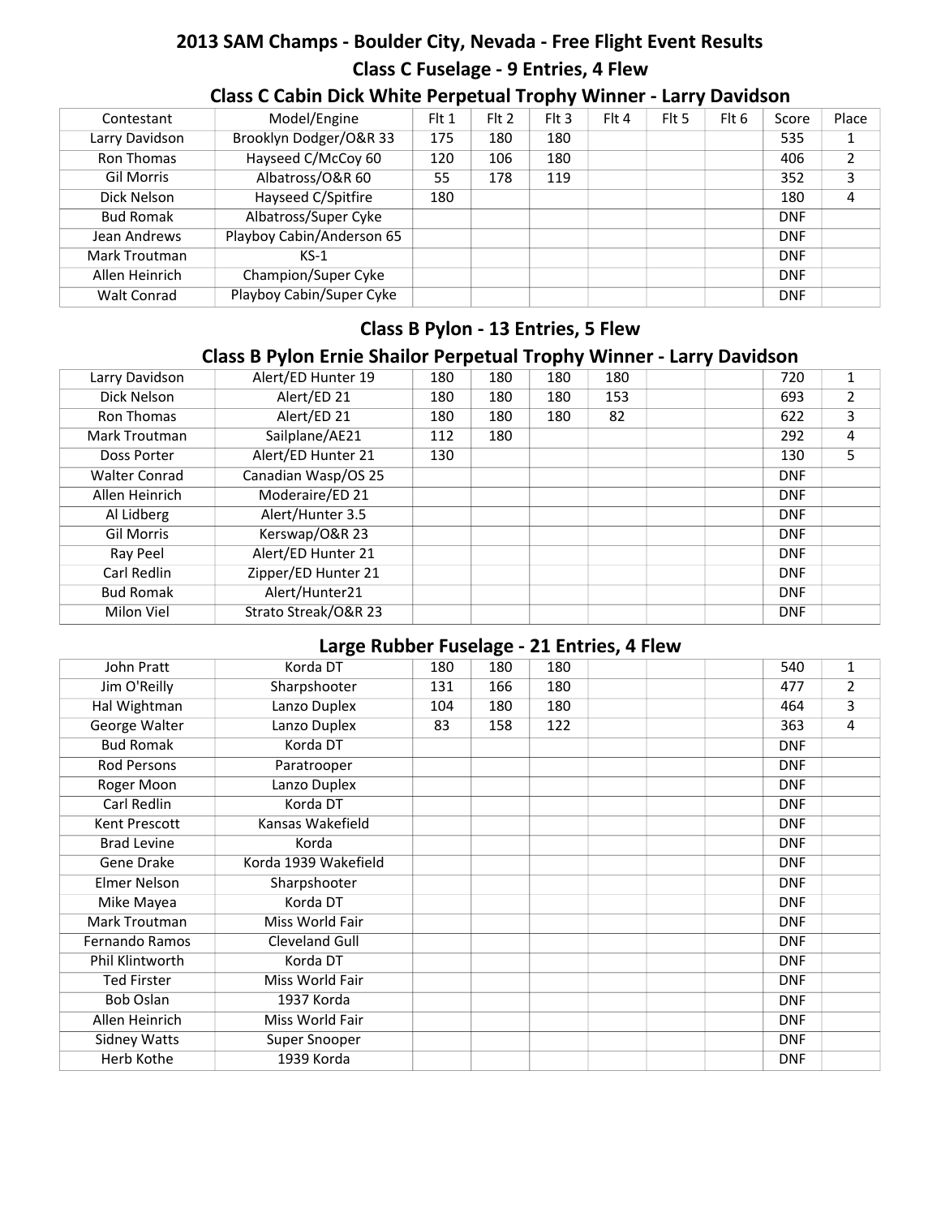## 2013 SAM Champs - Boulder City, Nevada - Free Flight Event Results

### Class C Fuselage - 9 Entries, 4 Flew

### Class C Cabin Dick White Perpetual Trophy Winner - Larry Davidson

| Contestant | Model/Engine | Flt 1 | Flt 2 | Flt 3 | Flt 4 | Flt 5 | Flt 6 | Score | Place |
|---|---|---|---|---|---|---|---|---|---|
| Larry Davidson | Brooklyn Dodger/O&R 33 | 175 | 180 | 180 | | | | 535 | 1 |
| Ron Thomas | Hayseed C/McCoy 60 | 120 | 106 | 180 | | | | 406 | 2 |
| Gil Morris | Albatross/O&R 60 | 55 | 178 | 119 | | | | 352 | 3 |
| Dick Nelson | Hayseed C/Spitfire | 180 | | | | | | 180 | 4 |
| Bud Romak | Albatross/Super Cyke | | | | | | | DNF | |
| Jean Andrews | Playboy Cabin/Anderson 65 | | | | | | | DNF | |
| Mark Troutman | KS-1 | | | | | | | DNF | |
| Allen Heinrich | Champion/Super Cyke | | | | | | | DNF | |
| Walt Conrad | Playboy Cabin/Super Cyke | | | | | | | DNF | |

### Class B Pylon - 13 Entries, 5 Flew

### Class B Pylon Ernie Shailor Perpetual Trophy Winner - Larry Davidson

| Contestant | Model/Engine | Flt 1 | Flt 2 | Flt 3 | Flt 4 | Flt 5 | Flt 6 | Score | Place |
|---|---|---|---|---|---|---|---|---|---|
| Larry Davidson | Alert/ED Hunter 19 | 180 | 180 | 180 | 180 | | | 720 | 1 |
| Dick Nelson | Alert/ED 21 | 180 | 180 | 180 | 153 | | | 693 | 2 |
| Ron Thomas | Alert/ED 21 | 180 | 180 | 180 | 82 | | | 622 | 3 |
| Mark Troutman | Sailplane/AE21 | 112 | 180 | | | | | 292 | 4 |
| Doss Porter | Alert/ED Hunter 21 | 130 | | | | | | 130 | 5 |
| Walter Conrad | Canadian Wasp/OS 25 | | | | | | | DNF | |
| Allen Heinrich | Moderaire/ED 21 | | | | | | | DNF | |
| Al Lidberg | Alert/Hunter 3.5 | | | | | | | DNF | |
| Gil Morris | Kerswap/O&R 23 | | | | | | | DNF | |
| Ray Peel | Alert/ED Hunter 21 | | | | | | | DNF | |
| Carl Redlin | Zipper/ED Hunter 21 | | | | | | | DNF | |
| Bud Romak | Alert/Hunter21 | | | | | | | DNF | |
| Milon Viel | Strato Streak/O&R 23 | | | | | | | DNF | |

### Large Rubber Fuselage - 21 Entries, 4 Flew

| Contestant | Model/Engine | Flt 1 | Flt 2 | Flt 3 | Flt 4 | Flt 5 | Flt 6 | Score | Place |
|---|---|---|---|---|---|---|---|---|---|
| John Pratt | Korda DT | 180 | 180 | 180 | | | | 540 | 1 |
| Jim O'Reilly | Sharpshooter | 131 | 166 | 180 | | | | 477 | 2 |
| Hal Wightman | Lanzo Duplex | 104 | 180 | 180 | | | | 464 | 3 |
| George Walter | Lanzo Duplex | 83 | 158 | 122 | | | | 363 | 4 |
| Bud Romak | Korda DT | | | | | | | DNF | |
| Rod Persons | Paratrooper | | | | | | | DNF | |
| Roger Moon | Lanzo Duplex | | | | | | | DNF | |
| Carl Redlin | Korda DT | | | | | | | DNF | |
| Kent Prescott | Kansas Wakefield | | | | | | | DNF | |
| Brad Levine | Korda | | | | | | | DNF | |
| Gene Drake | Korda 1939 Wakefield | | | | | | | DNF | |
| Elmer Nelson | Sharpshooter | | | | | | | DNF | |
| Mike Mayea | Korda DT | | | | | | | DNF | |
| Mark Troutman | Miss World Fair | | | | | | | DNF | |
| Fernando Ramos | Cleveland Gull | | | | | | | DNF | |
| Phil Klintworth | Korda DT | | | | | | | DNF | |
| Ted Firster | Miss World Fair | | | | | | | DNF | |
| Bob Oslan | 1937 Korda | | | | | | | DNF | |
| Allen Heinrich | Miss World Fair | | | | | | | DNF | |
| Sidney Watts | Super Snooper | | | | | | | DNF | |
| Herb Kothe | 1939 Korda | | | | | | | DNF | |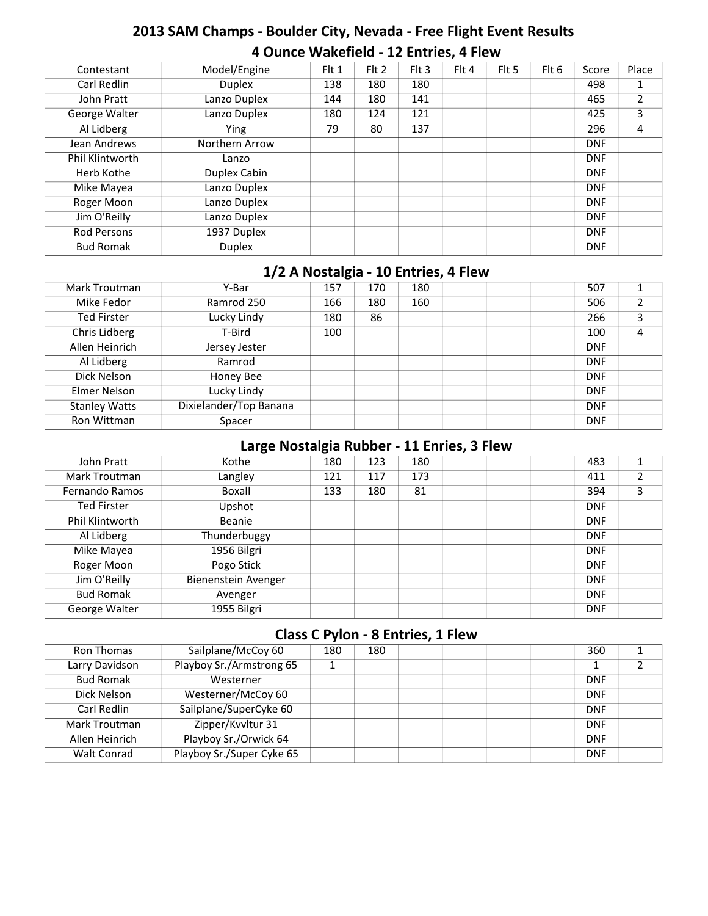# 2013 SAM Champs - Boulder City, Nevada - Free Flight Event Results

## 4 Ounce Wakefield - 12 Entries, 4 Flew

| Contestant | Model/Engine | Flt 1 | Flt 2 | Flt 3 | Flt 4 | Flt 5 | Flt 6 | Score | Place |
|---|---|---|---|---|---|---|---|---|---|
| Carl Redlin | Duplex | 138 | 180 | 180 | | | | 498 | 1 |
| John Pratt | Lanzo Duplex | 144 | 180 | 141 | | | | 465 | 2 |
| George Walter | Lanzo Duplex | 180 | 124 | 121 | | | | 425 | 3 |
| Al Lidberg | Ying | 79 | 80 | 137 | | | | 296 | 4 |
| Jean Andrews | Northern Arrow | | | | | | | DNF | |
| Phil Klintworth | Lanzo | | | | | | | DNF | |
| Herb Kothe | Duplex Cabin | | | | | | | DNF | |
| Mike Mayea | Lanzo Duplex | | | | | | | DNF | |
| Roger Moon | Lanzo Duplex | | | | | | | DNF | |
| Jim O'Reilly | Lanzo Duplex | | | | | | | DNF | |
| Rod Persons | 1937 Duplex | | | | | | | DNF | |
| Bud Romak | Duplex | | | | | | | DNF | |

## 1/2 A Nostalgia - 10 Entries, 4 Flew

| Contestant | Model/Engine | Flt 1 | Flt 2 | Flt 3 | Flt 4 | Flt 5 | Flt 6 | Score | Place |
|---|---|---|---|---|---|---|---|---|---|
| Mark Troutman | Y-Bar | 157 | 170 | 180 | | | | 507 | 1 |
| Mike Fedor | Ramrod 250 | 166 | 180 | 160 | | | | 506 | 2 |
| Ted Firster | Lucky Lindy | 180 | 86 | | | | | 266 | 3 |
| Chris Lidberg | T-Bird | 100 | | | | | | 100 | 4 |
| Allen Heinrich | Jersey Jester | | | | | | | DNF | |
| Al Lidberg | Ramrod | | | | | | | DNF | |
| Dick Nelson | Honey Bee | | | | | | | DNF | |
| Elmer Nelson | Lucky Lindy | | | | | | | DNF | |
| Stanley Watts | Dixielander/Top Banana | | | | | | | DNF | |
| Ron Wittman | Spacer | | | | | | | DNF | |

## Large Nostalgia Rubber - 11 Enries, 3 Flew

| Contestant | Model/Engine | Flt 1 | Flt 2 | Flt 3 | Flt 4 | Flt 5 | Flt 6 | Score | Place |
|---|---|---|---|---|---|---|---|---|---|
| John Pratt | Kothe | 180 | 123 | 180 | | | | 483 | 1 |
| Mark Troutman | Langley | 121 | 117 | 173 | | | | 411 | 2 |
| Fernando Ramos | Boxall | 133 | 180 | 81 | | | | 394 | 3 |
| Ted Firster | Upshot | | | | | | | DNF | |
| Phil Klintworth | Beanie | | | | | | | DNF | |
| Al Lidberg | Thunderbuggy | | | | | | | DNF | |
| Mike Mayea | 1956 Bilgri | | | | | | | DNF | |
| Roger Moon | Pogo Stick | | | | | | | DNF | |
| Jim O'Reilly | Bienenstein Avenger | | | | | | | DNF | |
| Bud Romak | Avenger | | | | | | | DNF | |
| George Walter | 1955 Bilgri | | | | | | | DNF | |

## Class C Pylon - 8 Entries, 1 Flew

| Contestant | Model/Engine | Flt 1 | Flt 2 | Flt 3 | Flt 4 | Flt 5 | Flt 6 | Score | Place |
|---|---|---|---|---|---|---|---|---|---|
| Ron Thomas | Sailplane/McCoy 60 | 180 | 180 | | | | | 360 | 1 |
| Larry Davidson | Playboy Sr./Armstrong 65 | 1 | | | | | | 1 | 2 |
| Bud Romak | Westerner | | | | | | | DNF | |
| Dick Nelson | Westerner/McCoy 60 | | | | | | | DNF | |
| Carl Redlin | Sailplane/SuperCyke 60 | | | | | | | DNF | |
| Mark Troutman | Zipper/Kvvltur 31 | | | | | | | DNF | |
| Allen Heinrich | Playboy Sr./Orwick 64 | | | | | | | DNF | |
| Walt Conrad | Playboy Sr./Super Cyke 65 | | | | | | | DNF | |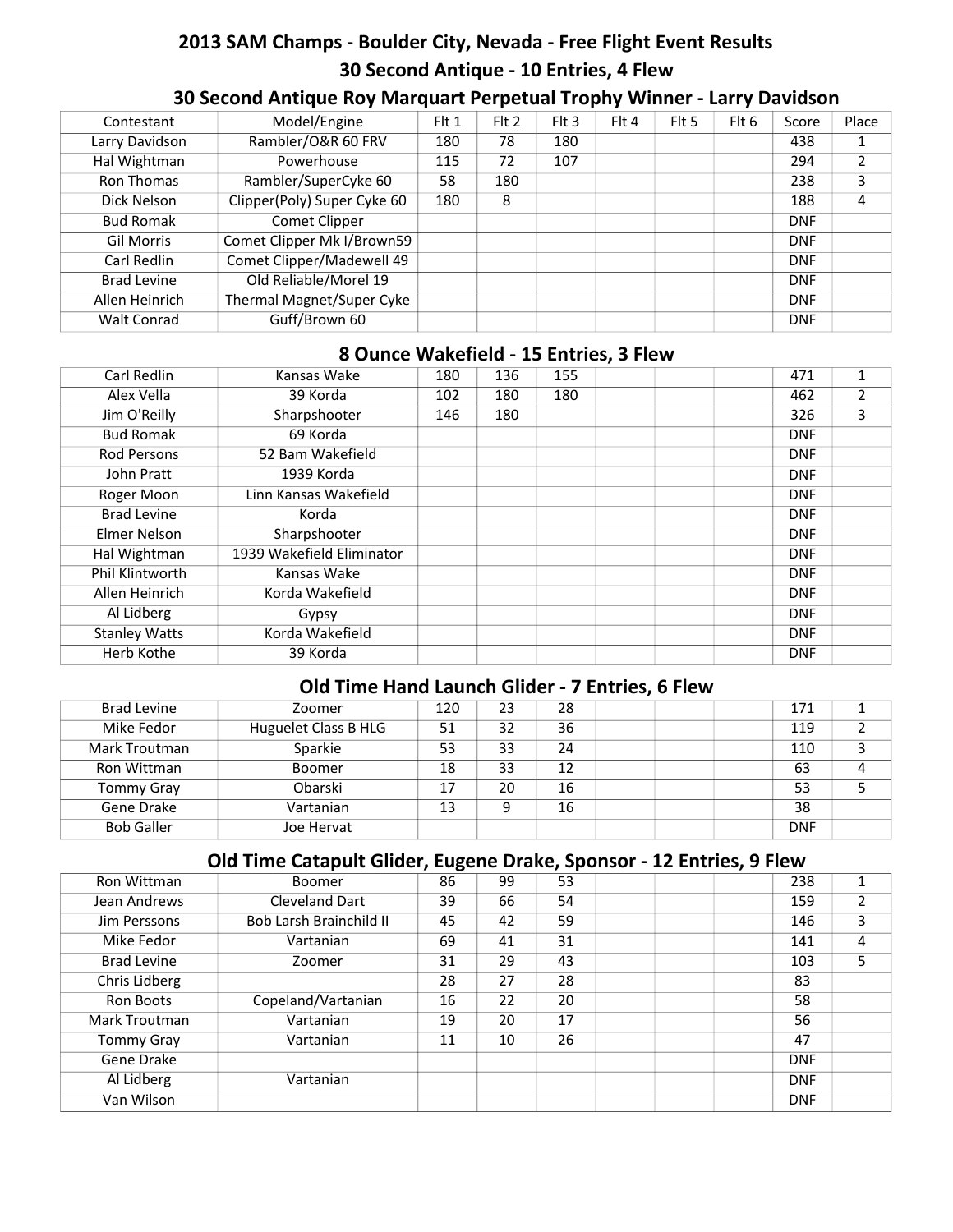## 2013 SAM Champs - Boulder City, Nevada - Free Flight Event Results

### 30 Second Antique - 10 Entries, 4 Flew

### 30 Second Antique Roy Marquart Perpetual Trophy Winner - Larry Davidson

| Contestant | Model/Engine | Flt 1 | Flt 2 | Flt 3 | Flt 4 | Flt 5 | Flt 6 | Score | Place |
|---|---|---|---|---|---|---|---|---|---|
| Larry Davidson | Rambler/O&R 60 FRV | 180 | 78 | 180 | | | | 438 | 1 |
| Hal Wightman | Powerhouse | 115 | 72 | 107 | | | | 294 | 2 |
| Ron Thomas | Rambler/SuperCyke 60 | 58 | 180 | | | | | 238 | 3 |
| Dick Nelson | Clipper(Poly) Super Cyke 60 | 180 | 8 | | | | | 188 | 4 |
| Bud Romak | Comet Clipper | | | | | | | DNF | |
| Gil Morris | Comet Clipper Mk I/Brown59 | | | | | | | DNF | |
| Carl Redlin | Comet Clipper/Madewell 49 | | | | | | | DNF | |
| Brad Levine | Old Reliable/Morel 19 | | | | | | | DNF | |
| Allen Heinrich | Thermal Magnet/Super Cyke | | | | | | | DNF | |
| Walt Conrad | Guff/Brown 60 | | | | | | | DNF | |

### 8 Ounce Wakefield - 15 Entries, 3 Flew

| Contestant | Model/Engine | Flt 1 | Flt 2 | Flt 3 | Flt 4 | Flt 5 | Flt 6 | Score | Place |
|---|---|---|---|---|---|---|---|---|---|
| Carl Redlin | Kansas Wake | 180 | 136 | 155 | | | | 471 | 1 |
| Alex Vella | 39 Korda | 102 | 180 | 180 | | | | 462 | 2 |
| Jim O'Reilly | Sharpshooter | 146 | 180 | | | | | 326 | 3 |
| Bud Romak | 69 Korda | | | | | | | DNF | |
| Rod Persons | 52 Bam Wakefield | | | | | | | DNF | |
| John Pratt | 1939 Korda | | | | | | | DNF | |
| Roger Moon | Linn Kansas Wakefield | | | | | | | DNF | |
| Brad Levine | Korda | | | | | | | DNF | |
| Elmer Nelson | Sharpshooter | | | | | | | DNF | |
| Hal Wightman | 1939 Wakefield Eliminator | | | | | | | DNF | |
| Phil Klintworth | Kansas Wake | | | | | | | DNF | |
| Allen Heinrich | Korda Wakefield | | | | | | | DNF | |
| Al Lidberg | Gypsy | | | | | | | DNF | |
| Stanley Watts | Korda Wakefield | | | | | | | DNF | |
| Herb Kothe | 39 Korda | | | | | | | DNF | |

### Old Time Hand Launch Glider - 7 Entries, 6 Flew

| Contestant | Model/Engine | Flt 1 | Flt 2 | Flt 3 | Flt 4 | Flt 5 | Flt 6 | Score | Place |
|---|---|---|---|---|---|---|---|---|---|
| Brad Levine | Zoomer | 120 | 23 | 28 | | | | 171 | 1 |
| Mike Fedor | Huguelet Class B HLG | 51 | 32 | 36 | | | | 119 | 2 |
| Mark Troutman | Sparkie | 53 | 33 | 24 | | | | 110 | 3 |
| Ron Wittman | Boomer | 18 | 33 | 12 | | | | 63 | 4 |
| Tommy Gray | Obarski | 17 | 20 | 16 | | | | 53 | 5 |
| Gene Drake | Vartanian | 13 | 9 | 16 | | | | 38 | |
| Bob Galler | Joe Hervat | | | | | | | DNF | |

### Old Time Catapult Glider, Eugene Drake, Sponsor - 12 Entries, 9 Flew

| Contestant | Model/Engine | Flt 1 | Flt 2 | Flt 3 | Flt 4 | Flt 5 | Flt 6 | Score | Place |
|---|---|---|---|---|---|---|---|---|---|
| Ron Wittman | Boomer | 86 | 99 | 53 | | | | 238 | 1 |
| Jean Andrews | Cleveland Dart | 39 | 66 | 54 | | | | 159 | 2 |
| Jim Perssons | Bob Larsh Brainchild II | 45 | 42 | 59 | | | | 146 | 3 |
| Mike Fedor | Vartanian | 69 | 41 | 31 | | | | 141 | 4 |
| Brad Levine | Zoomer | 31 | 29 | 43 | | | | 103 | 5 |
| Chris Lidberg | | 28 | 27 | 28 | | | | 83 | |
| Ron Boots | Copeland/Vartanian | 16 | 22 | 20 | | | | 58 | |
| Mark Troutman | Vartanian | 19 | 20 | 17 | | | | 56 | |
| Tommy Gray | Vartanian | 11 | 10 | 26 | | | | 47 | |
| Gene Drake | | | | | | | | DNF | |
| Al Lidberg | Vartanian | | | | | | | DNF | |
| Van Wilson | | | | | | | | DNF | |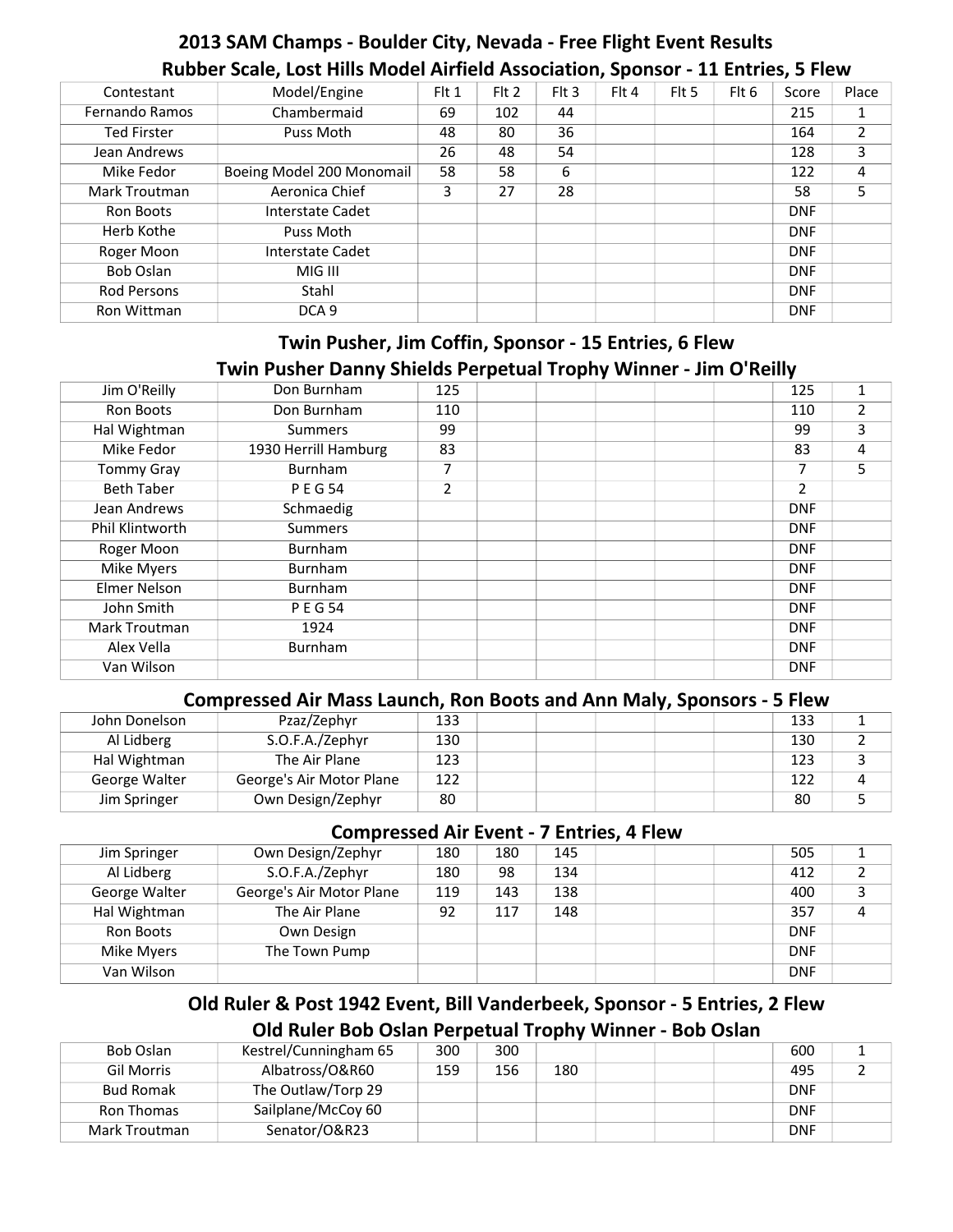# 2013 SAM Champs - Boulder City, Nevada - Free Flight Event Results

## Rubber Scale, Lost Hills Model Airfield Association, Sponsor - 11 Entries, 5 Flew

| Contestant | Model/Engine | Flt 1 | Flt 2 | Flt 3 | Flt 4 | Flt 5 | Flt 6 | Score | Place |
|---|---|---|---|---|---|---|---|---|---|
| Fernando Ramos | Chambermaid | 69 | 102 | 44 | | | | 215 | 1 |
| Ted Firster | Puss Moth | 48 | 80 | 36 | | | | 164 | 2 |
| Jean Andrews | | 26 | 48 | 54 | | | | 128 | 3 |
| Mike Fedor | Boeing Model 200 Monomail | 58 | 58 | 6 | | | | 122 | 4 |
| Mark Troutman | Aeronica Chief | 3 | 27 | 28 | | | | 58 | 5 |
| Ron Boots | Interstate Cadet | | | | | | | DNF | |
| Herb Kothe | Puss Moth | | | | | | | DNF | |
| Roger Moon | Interstate Cadet | | | | | | | DNF | |
| Bob Oslan | MIG III | | | | | | | DNF | |
| Rod Persons | Stahl | | | | | | | DNF | |
| Ron Wittman | DCA 9 | | | | | | | DNF | |

## Twin Pusher, Jim Coffin, Sponsor - 15 Entries, 6 Flew

## Twin Pusher Danny Shields Perpetual Trophy Winner - Jim O'Reilly

| Contestant | Model/Engine | Flt 1 | Flt 2 | Flt 3 | Flt 4 | Flt 5 | Flt 6 | Score | Place |
|---|---|---|---|---|---|---|---|---|---|
| Jim O'Reilly | Don Burnham | 125 | | | | | | 125 | 1 |
| Ron Boots | Don Burnham | 110 | | | | | | 110 | 2 |
| Hal Wightman | Summers | 99 | | | | | | 99 | 3 |
| Mike Fedor | 1930 Herrill Hamburg | 83 | | | | | | 83 | 4 |
| Tommy Gray | Burnham | 7 | | | | | | 7 | 5 |
| Beth Taber | P E G 54 | 2 | | | | | | 2 | |
| Jean Andrews | Schmaedig | | | | | | | DNF | |
| Phil Klintworth | Summers | | | | | | | DNF | |
| Roger Moon | Burnham | | | | | | | DNF | |
| Mike Myers | Burnham | | | | | | | DNF | |
| Elmer Nelson | Burnham | | | | | | | DNF | |
| John Smith | P E G 54 | | | | | | | DNF | |
| Mark Troutman | 1924 | | | | | | | DNF | |
| Alex Vella | Burnham | | | | | | | DNF | |
| Van Wilson | | | | | | | | DNF | |

## Compressed Air Mass Launch, Ron Boots and Ann Maly, Sponsors - 5 Flew

| Contestant | Model/Engine | Flt 1 | Flt 2 | Flt 3 | Flt 4 | Flt 5 | Flt 6 | Score | Place |
|---|---|---|---|---|---|---|---|---|---|
| John Donelson | Pzaz/Zephyr | 133 | | | | | | 133 | 1 |
| Al Lidberg | S.O.F.A./Zephyr | 130 | | | | | | 130 | 2 |
| Hal Wightman | The Air Plane | 123 | | | | | | 123 | 3 |
| George Walter | George's Air Motor Plane | 122 | | | | | | 122 | 4 |
| Jim Springer | Own Design/Zephyr | 80 | | | | | | 80 | 5 |

## Compressed Air Event - 7 Entries, 4 Flew

| Contestant | Model/Engine | Flt 1 | Flt 2 | Flt 3 | Flt 4 | Flt 5 | Flt 6 | Score | Place |
|---|---|---|---|---|---|---|---|---|---|
| Jim Springer | Own Design/Zephyr | 180 | 180 | 145 | | | | 505 | 1 |
| Al Lidberg | S.O.F.A./Zephyr | 180 | 98 | 134 | | | | 412 | 2 |
| George Walter | George's Air Motor Plane | 119 | 143 | 138 | | | | 400 | 3 |
| Hal Wightman | The Air Plane | 92 | 117 | 148 | | | | 357 | 4 |
| Ron Boots | Own Design | | | | | | | DNF | |
| Mike Myers | The Town Pump | | | | | | | DNF | |
| Van Wilson | | | | | | | | DNF | |

## Old Ruler & Post 1942 Event, Bill Vanderbeek, Sponsor - 5 Entries, 2 Flew

## Old Ruler Bob Oslan Perpetual Trophy Winner - Bob Oslan

| Contestant | Model/Engine | Flt 1 | Flt 2 | Flt 3 | Flt 4 | Flt 5 | Flt 6 | Score | Place |
|---|---|---|---|---|---|---|---|---|---|
| Bob Oslan | Kestrel/Cunningham 65 | 300 | 300 | | | | | 600 | 1 |
| Gil Morris | Albatross/O&R60 | 159 | 156 | 180 | | | | 495 | 2 |
| Bud Romak | The Outlaw/Torp 29 | | | | | | | DNF | |
| Ron Thomas | Sailplane/McCoy 60 | | | | | | | DNF | |
| Mark Troutman | Senator/O&R23 | | | | | | | DNF | |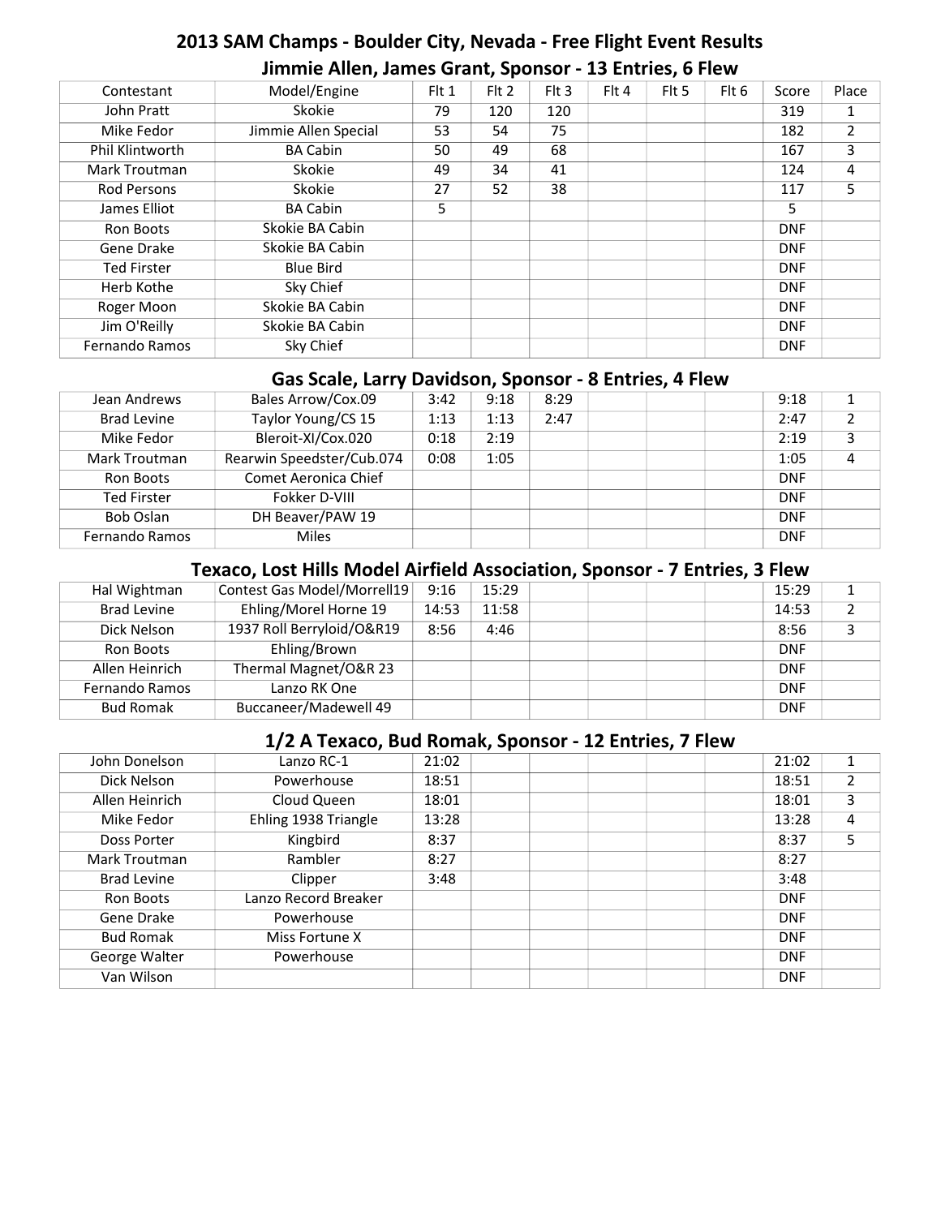# 2013 SAM Champs - Boulder City, Nevada - Free Flight Event Results

## Jimmie Allen, James Grant, Sponsor - 13 Entries, 6 Flew

| Contestant | Model/Engine | Flt 1 | Flt 2 | Flt 3 | Flt 4 | Flt 5 | Flt 6 | Score | Place |
|---|---|---|---|---|---|---|---|---|---|
| John Pratt | Skokie | 79 | 120 | 120 | | | | 319 | 1 |
| Mike Fedor | Jimmie Allen Special | 53 | 54 | 75 | | | | 182 | 2 |
| Phil Klintworth | BA Cabin | 50 | 49 | 68 | | | | 167 | 3 |
| Mark Troutman | Skokie | 49 | 34 | 41 | | | | 124 | 4 |
| Rod Persons | Skokie | 27 | 52 | 38 | | | | 117 | 5 |
| James Elliot | BA Cabin | 5 | | | | | | 5 | |
| Ron Boots | Skokie BA Cabin | | | | | | | DNF | |
| Gene Drake | Skokie BA Cabin | | | | | | | DNF | |
| Ted Firster | Blue Bird | | | | | | | DNF | |
| Herb Kothe | Sky Chief | | | | | | | DNF | |
| Roger Moon | Skokie BA Cabin | | | | | | | DNF | |
| Jim O'Reilly | Skokie BA Cabin | | | | | | | DNF | |
| Fernando Ramos | Sky Chief | | | | | | | DNF | |

## Gas Scale, Larry Davidson, Sponsor - 8 Entries, 4 Flew

| Contestant | Model/Engine | Flt 1 | Flt 2 | Flt 3 | Flt 4 | Flt 5 | Flt 6 | Score | Place |
|---|---|---|---|---|---|---|---|---|---|
| Jean Andrews | Bales Arrow/Cox.09 | 3:42 | 9:18 | 8:29 | | | | 9:18 | 1 |
| Brad Levine | Taylor Young/CS 15 | 1:13 | 1:13 | 2:47 | | | | 2:47 | 2 |
| Mike Fedor | Bleroit-XI/Cox.020 | 0:18 | 2:19 | | | | | 2:19 | 3 |
| Mark Troutman | Rearwin Speedster/Cub.074 | 0:08 | 1:05 | | | | | 1:05 | 4 |
| Ron Boots | Comet Aeronica Chief | | | | | | | DNF | |
| Ted Firster | Fokker D-VIII | | | | | | | DNF | |
| Bob Oslan | DH Beaver/PAW 19 | | | | | | | DNF | |
| Fernando Ramos | Miles | | | | | | | DNF | |

## Texaco, Lost Hills Model Airfield Association, Sponsor - 7 Entries, 3 Flew

| Contestant | Model/Engine | Flt 1 | Flt 2 | Flt 3 | Flt 4 | Flt 5 | Flt 6 | Score | Place |
|---|---|---|---|---|---|---|---|---|---|
| Hal Wightman | Contest Gas Model/Morrell19 | 9:16 | 15:29 | | | | | 15:29 | 1 |
| Brad Levine | Ehling/Morel Horne 19 | 14:53 | 11:58 | | | | | 14:53 | 2 |
| Dick Nelson | 1937 Roll Berryloid/O&R19 | 8:56 | 4:46 | | | | | 8:56 | 3 |
| Ron Boots | Ehling/Brown | | | | | | | DNF | |
| Allen Heinrich | Thermal Magnet/O&R 23 | | | | | | | DNF | |
| Fernando Ramos | Lanzo RK One | | | | | | | DNF | |
| Bud Romak | Buccaneer/Madewell 49 | | | | | | | DNF | |

## 1/2 A Texaco, Bud Romak, Sponsor - 12 Entries, 7 Flew

| Contestant | Model/Engine | Flt 1 | Flt 2 | Flt 3 | Flt 4 | Flt 5 | Flt 6 | Score | Place |
|---|---|---|---|---|---|---|---|---|---|
| John Donelson | Lanzo RC-1 | 21:02 | | | | | | 21:02 | 1 |
| Dick Nelson | Powerhouse | 18:51 | | | | | | 18:51 | 2 |
| Allen Heinrich | Cloud Queen | 18:01 | | | | | | 18:01 | 3 |
| Mike Fedor | Ehling 1938 Triangle | 13:28 | | | | | | 13:28 | 4 |
| Doss Porter | Kingbird | 8:37 | | | | | | 8:37 | 5 |
| Mark Troutman | Rambler | 8:27 | | | | | | 8:27 | |
| Brad Levine | Clipper | 3:48 | | | | | | 3:48 | |
| Ron Boots | Lanzo Record Breaker | | | | | | | DNF | |
| Gene Drake | Powerhouse | | | | | | | DNF | |
| Bud Romak | Miss Fortune X | | | | | | | DNF | |
| George Walter | Powerhouse | | | | | | | DNF | |
| Van Wilson | | | | | | | | DNF | |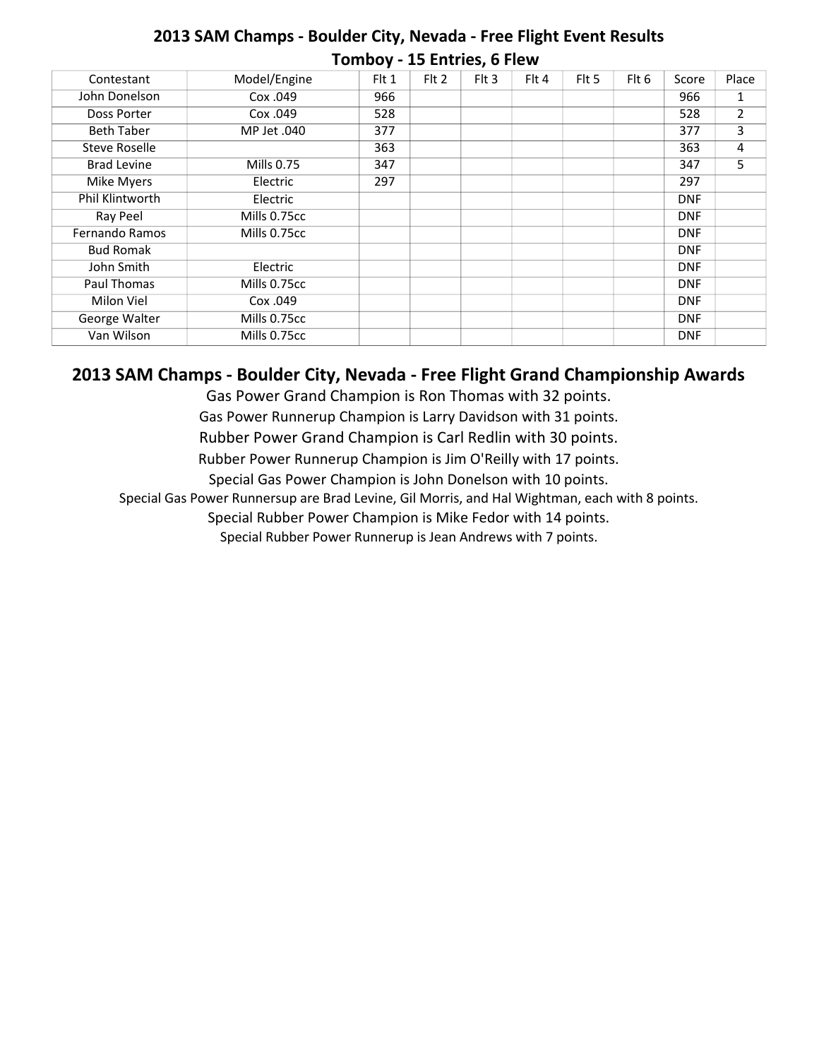## 2013 SAM Champs - Boulder City, Nevada - Free Flight Event Results

### Tomboy - 15 Entries, 6 Flew

| Contestant | Model/Engine | Flt 1 | Flt 2 | Flt 3 | Flt 4 | Flt 5 | Flt 6 | Score | Place |
|---|---|---|---|---|---|---|---|---|---|
| John Donelson | Cox .049 | 966 | | | | | | 966 | 1 |
| Doss Porter | Cox .049 | 528 | | | | | | 528 | 2 |
| Beth Taber | MP Jet .040 | 377 | | | | | | 377 | 3 |
| Steve Roselle | | 363 | | | | | | 363 | 4 |
| Brad Levine | Mills 0.75 | 347 | | | | | | 347 | 5 |
| Mike Myers | Electric | 297 | | | | | | 297 | |
| Phil Klintworth | Electric | | | | | | | DNF | |
| Ray Peel | Mills 0.75cc | | | | | | | DNF | |
| Fernando Ramos | Mills 0.75cc | | | | | | | DNF | |
| Bud Romak | | | | | | | | DNF | |
| John Smith | Electric | | | | | | | DNF | |
| Paul Thomas | Mills 0.75cc | | | | | | | DNF | |
| Milon Viel | Cox .049 | | | | | | | DNF | |
| George Walter | Mills 0.75cc | | | | | | | DNF | |
| Van Wilson | Mills 0.75cc | | | | | | | DNF | |

## 2013 SAM Champs - Boulder City, Nevada - Free Flight Grand Championship Awards

Gas Power Grand Champion is Ron Thomas with 32 points.

Gas Power Runnerup Champion is Larry Davidson with 31 points.

Rubber Power Grand Champion is Carl Redlin with 30 points.

Rubber Power Runnerup Champion is Jim O'Reilly with 17 points.

Special Gas Power Champion is John Donelson with 10 points.

Special Gas Power Runnersup are Brad Levine, Gil Morris, and Hal Wightman, each with 8 points.

Special Rubber Power Champion is Mike Fedor with 14 points.

Special Rubber Power Runnerup is Jean Andrews with 7 points.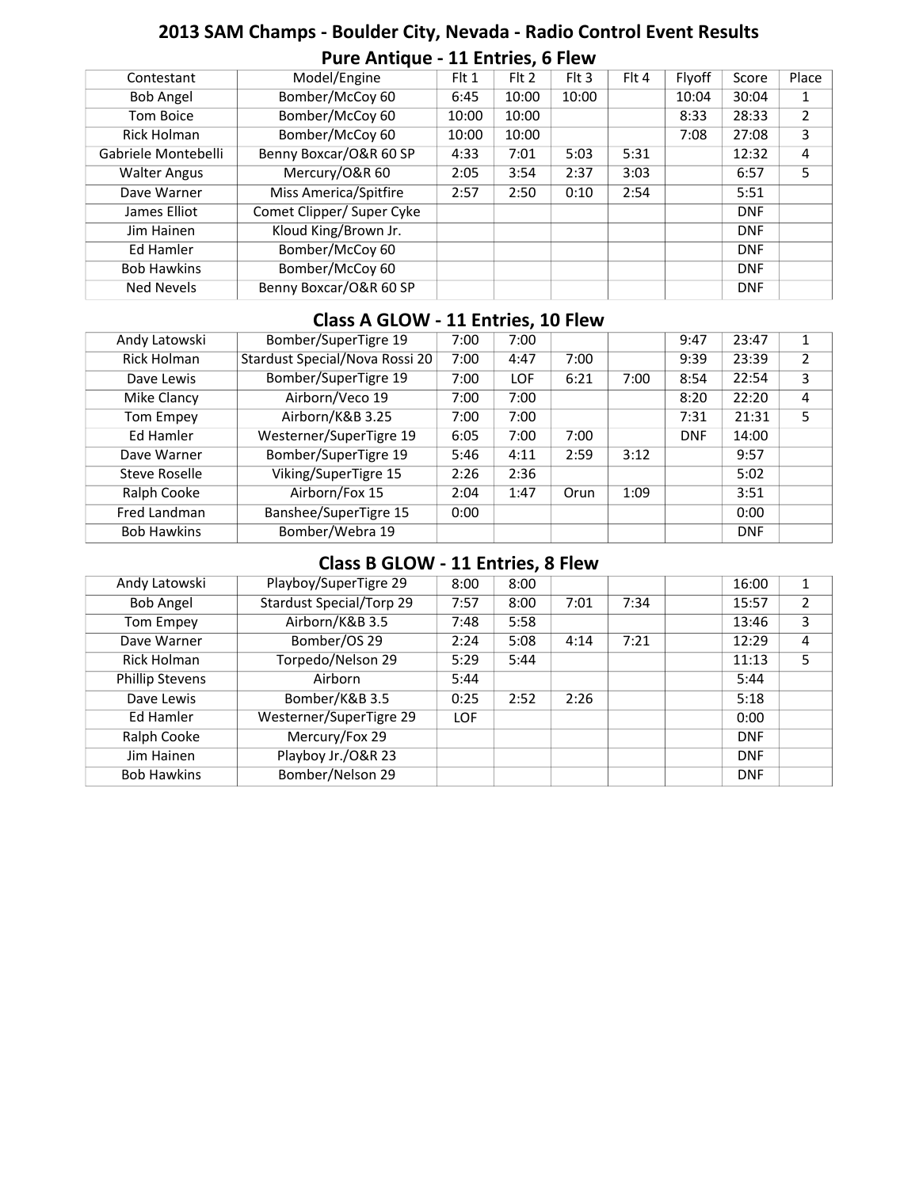# 2013 SAM Champs - Boulder City, Nevada - Radio Control Event Results

## Pure Antique - 11 Entries, 6 Flew

| Contestant | Model/Engine | Flt 1 | Flt 2 | Flt 3 | Flt 4 | Flyoff | Score | Place |
|---|---|---|---|---|---|---|---|---|
| Bob Angel | Bomber/McCoy 60 | 6:45 | 10:00 | 10:00 | | 10:04 | 30:04 | 1 |
| Tom Boice | Bomber/McCoy 60 | 10:00 | 10:00 | | | 8:33 | 28:33 | 2 |
| Rick Holman | Bomber/McCoy 60 | 10:00 | 10:00 | | | 7:08 | 27:08 | 3 |
| Gabriele Montebelli | Benny Boxcar/O&R 60 SP | 4:33 | 7:01 | 5:03 | 5:31 | | 12:32 | 4 |
| Walter Angus | Mercury/O&R 60 | 2:05 | 3:54 | 2:37 | 3:03 | | 6:57 | 5 |
| Dave Warner | Miss America/Spitfire | 2:57 | 2:50 | 0:10 | 2:54 | | 5:51 | |
| James Elliot | Comet Clipper/ Super Cyke | | | | | | DNF | |
| Jim Hainen | Kloud King/Brown Jr. | | | | | | DNF | |
| Ed Hamler | Bomber/McCoy 60 | | | | | | DNF | |
| Bob Hawkins | Bomber/McCoy 60 | | | | | | DNF | |
| Ned Nevels | Benny Boxcar/O&R 60 SP | | | | | | DNF | |

## Class A GLOW - 11 Entries, 10 Flew

| Contestant | Model/Engine | Flt 1 | Flt 2 | Flt 3 | Flt 4 | Flyoff | Score | Place |
|---|---|---|---|---|---|---|---|---|
| Andy Latowski | Bomber/SuperTigre 19 | 7:00 | 7:00 | | | 9:47 | 23:47 | 1 |
| Rick Holman | Stardust Special/Nova Rossi 20 | 7:00 | 4:47 | 7:00 | | 9:39 | 23:39 | 2 |
| Dave Lewis | Bomber/SuperTigre 19 | 7:00 | LOF | 6:21 | 7:00 | 8:54 | 22:54 | 3 |
| Mike Clancy | Airborn/Veco 19 | 7:00 | 7:00 | | | 8:20 | 22:20 | 4 |
| Tom Empey | Airborn/K&B 3.25 | 7:00 | 7:00 | | | 7:31 | 21:31 | 5 |
| Ed Hamler | Westerner/SuperTigre 19 | 6:05 | 7:00 | 7:00 | | DNF | 14:00 | |
| Dave Warner | Bomber/SuperTigre 19 | 5:46 | 4:11 | 2:59 | 3:12 | | 9:57 | |
| Steve Roselle | Viking/SuperTigre 15 | 2:26 | 2:36 | | | | 5:02 | |
| Ralph Cooke | Airborn/Fox 15 | 2:04 | 1:47 | Orun | 1:09 | | 3:51 | |
| Fred Landman | Banshee/SuperTigre 15 | 0:00 | | | | | 0:00 | |
| Bob Hawkins | Bomber/Webra 19 | | | | | | DNF | |

## Class B GLOW - 11 Entries, 8 Flew

| Contestant | Model/Engine | Flt 1 | Flt 2 | Flt 3 | Flt 4 | Flyoff | Score | Place |
|---|---|---|---|---|---|---|---|---|
| Andy Latowski | Playboy/SuperTigre 29 | 8:00 | 8:00 | | | | 16:00 | 1 |
| Bob Angel | Stardust Special/Torp 29 | 7:57 | 8:00 | 7:01 | 7:34 | | 15:57 | 2 |
| Tom Empey | Airborn/K&B 3.5 | 7:48 | 5:58 | | | | 13:46 | 3 |
| Dave Warner | Bomber/OS 29 | 2:24 | 5:08 | 4:14 | 7:21 | | 12:29 | 4 |
| Rick Holman | Torpedo/Nelson 29 | 5:29 | 5:44 | | | | 11:13 | 5 |
| Phillip Stevens | Airborn | 5:44 | | | | | 5:44 | |
| Dave Lewis | Bomber/K&B 3.5 | 0:25 | 2:52 | 2:26 | | | 5:18 | |
| Ed Hamler | Westerner/SuperTigre 29 | LOF | | | | | 0:00 | |
| Ralph Cooke | Mercury/Fox 29 | | | | | | DNF | |
| Jim Hainen | Playboy Jr./O&R 23 | | | | | | DNF | |
| Bob Hawkins | Bomber/Nelson 29 | | | | | | DNF | |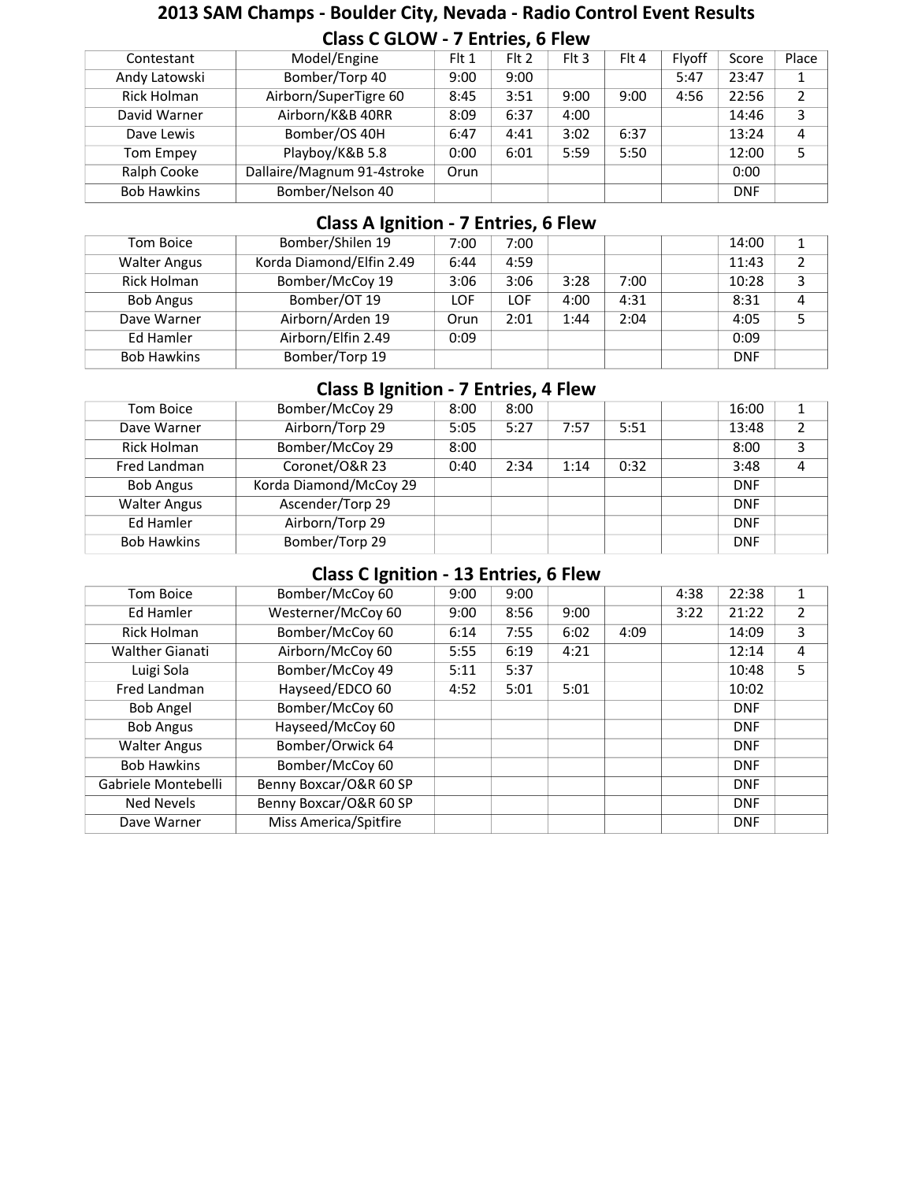# 2013 SAM Champs - Boulder City, Nevada - Radio Control Event Results

## Class C GLOW - 7 Entries, 6 Flew

| Contestant | Model/Engine | Flt 1 | Flt 2 | Flt 3 | Flt 4 | Flyoff | Score | Place |
|---|---|---|---|---|---|---|---|---|
| Andy Latowski | Bomber/Torp 40 | 9:00 | 9:00 | | | 5:47 | 23:47 | 1 |
| Rick Holman | Airborn/SuperTigre 60 | 8:45 | 3:51 | 9:00 | 9:00 | 4:56 | 22:56 | 2 |
| David Warner | Airborn/K&B 40RR | 8:09 | 6:37 | 4:00 | | | 14:46 | 3 |
| Dave Lewis | Bomber/OS 40H | 6:47 | 4:41 | 3:02 | 6:37 | | 13:24 | 4 |
| Tom Empey | Playboy/K&B 5.8 | 0:00 | 6:01 | 5:59 | 5:50 | | 12:00 | 5 |
| Ralph Cooke | Dallaire/Magnum 91-4stroke | Orun | | | | | 0:00 | |
| Bob Hawkins | Bomber/Nelson 40 | | | | | | DNF | |

## Class A Ignition - 7 Entries, 6 Flew

| Contestant | Model/Engine | Flt 1 | Flt 2 | Flt 3 | Flt 4 | Flyoff | Score | Place |
|---|---|---|---|---|---|---|---|---|
| Tom Boice | Bomber/Shilen 19 | 7:00 | 7:00 | | | | 14:00 | 1 |
| Walter Angus | Korda Diamond/Elfin 2.49 | 6:44 | 4:59 | | | | 11:43 | 2 |
| Rick Holman | Bomber/McCoy 19 | 3:06 | 3:06 | 3:28 | 7:00 | | 10:28 | 3 |
| Bob Angus | Bomber/OT 19 | LOF | LOF | 4:00 | 4:31 | | 8:31 | 4 |
| Dave Warner | Airborn/Arden 19 | Orun | 2:01 | 1:44 | 2:04 | | 4:05 | 5 |
| Ed Hamler | Airborn/Elfin 2.49 | 0:09 | | | | | 0:09 | |
| Bob Hawkins | Bomber/Torp 19 | | | | | | DNF | |

## Class B Ignition - 7 Entries, 4 Flew

| Contestant | Model/Engine | Flt 1 | Flt 2 | Flt 3 | Flt 4 | Flyoff | Score | Place |
|---|---|---|---|---|---|---|---|---|
| Tom Boice | Bomber/McCoy 29 | 8:00 | 8:00 | | | | 16:00 | 1 |
| Dave Warner | Airborn/Torp 29 | 5:05 | 5:27 | 7:57 | 5:51 | | 13:48 | 2 |
| Rick Holman | Bomber/McCoy 29 | 8:00 | | | | | 8:00 | 3 |
| Fred Landman | Coronet/O&R 23 | 0:40 | 2:34 | 1:14 | 0:32 | | 3:48 | 4 |
| Bob Angus | Korda Diamond/McCoy 29 | | | | | | DNF | |
| Walter Angus | Ascender/Torp 29 | | | | | | DNF | |
| Ed Hamler | Airborn/Torp 29 | | | | | | DNF | |
| Bob Hawkins | Bomber/Torp 29 | | | | | | DNF | |

## Class C Ignition - 13 Entries, 6 Flew

| Contestant | Model/Engine | Flt 1 | Flt 2 | Flt 3 | Flt 4 | Flyoff | Score | Place |
|---|---|---|---|---|---|---|---|---|
| Tom Boice | Bomber/McCoy 60 | 9:00 | 9:00 | | | 4:38 | 22:38 | 1 |
| Ed Hamler | Westerner/McCoy 60 | 9:00 | 8:56 | 9:00 | | 3:22 | 21:22 | 2 |
| Rick Holman | Bomber/McCoy 60 | 6:14 | 7:55 | 6:02 | 4:09 | | 14:09 | 3 |
| Walther Gianati | Airborn/McCoy 60 | 5:55 | 6:19 | 4:21 | | | 12:14 | 4 |
| Luigi Sola | Bomber/McCoy 49 | 5:11 | 5:37 | | | | 10:48 | 5 |
| Fred Landman | Hayseed/EDCO 60 | 4:52 | 5:01 | 5:01 | | | 10:02 | |
| Bob Angel | Bomber/McCoy 60 | | | | | | DNF | |
| Bob Angus | Hayseed/McCoy 60 | | | | | | DNF | |
| Walter Angus | Bomber/Orwick 64 | | | | | | DNF | |
| Bob Hawkins | Bomber/McCoy 60 | | | | | | DNF | |
| Gabriele Montebelli | Benny Boxcar/O&R 60 SP | | | | | | DNF | |
| Ned Nevels | Benny Boxcar/O&R 60 SP | | | | | | DNF | |
| Dave Warner | Miss America/Spitfire | | | | | | DNF | |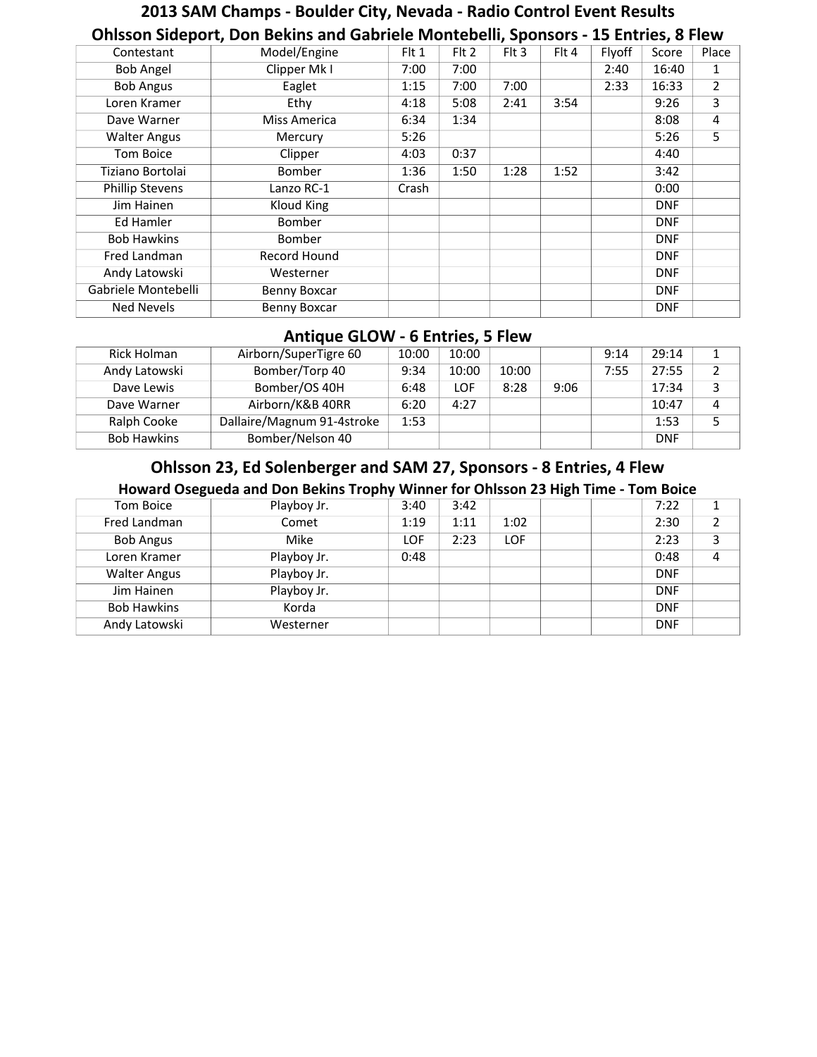## 2013 SAM Champs - Boulder City, Nevada - Radio Control Event Results

### Ohlsson Sideport, Don Bekins and Gabriele Montebelli, Sponsors - 15 Entries, 8 Flew

| Contestant | Model/Engine | Flt 1 | Flt 2 | Flt 3 | Flt 4 | Flyoff | Score | Place |
|---|---|---|---|---|---|---|---|---|
| Bob Angel | Clipper Mk I | 7:00 | 7:00 | | | 2:40 | 16:40 | 1 |
| Bob Angus | Eaglet | 1:15 | 7:00 | 7:00 | | 2:33 | 16:33 | 2 |
| Loren Kramer | Ethy | 4:18 | 5:08 | 2:41 | 3:54 | | 9:26 | 3 |
| Dave Warner | Miss America | 6:34 | 1:34 | | | | 8:08 | 4 |
| Walter Angus | Mercury | 5:26 | | | | | 5:26 | 5 |
| Tom Boice | Clipper | 4:03 | 0:37 | | | | 4:40 | |
| Tiziano Bortolai | Bomber | 1:36 | 1:50 | 1:28 | 1:52 | | 3:42 | |
| Phillip Stevens | Lanzo RC-1 | Crash | | | | | 0:00 | |
| Jim Hainen | Kloud King | | | | | | DNF | |
| Ed Hamler | Bomber | | | | | | DNF | |
| Bob Hawkins | Bomber | | | | | | DNF | |
| Fred Landman | Record Hound | | | | | | DNF | |
| Andy Latowski | Westerner | | | | | | DNF | |
| Gabriele Montebelli | Benny Boxcar | | | | | | DNF | |
| Ned Nevels | Benny Boxcar | | | | | | DNF | |

### Antique GLOW - 6 Entries, 5 Flew

| Contestant | Model/Engine | Flt 1 | Flt 2 | Flt 3 | Flt 4 | Flyoff | Score | Place |
|---|---|---|---|---|---|---|---|---|
| Rick Holman | Airborn/SuperTigre 60 | 10:00 | 10:00 | | | 9:14 | 29:14 | 1 |
| Andy Latowski | Bomber/Torp 40 | 9:34 | 10:00 | 10:00 | | 7:55 | 27:55 | 2 |
| Dave Lewis | Bomber/OS 40H | 6:48 | LOF | 8:28 | 9:06 | | 17:34 | 3 |
| Dave Warner | Airborn/K&B 40RR | 6:20 | 4:27 | | | | 10:47 | 4 |
| Ralph Cooke | Dallaire/Magnum 91-4stroke | 1:53 | | | | | 1:53 | 5 |
| Bob Hawkins | Bomber/Nelson 40 | | | | | | DNF | |

### Ohlsson 23, Ed Solenberger and SAM 27, Sponsors - 8 Entries, 4 Flew

**Howard Osegueda and Don Bekins Trophy Winner for Ohlsson 23 High Time - Tom Boice**

| Contestant | Model/Engine | Flt 1 | Flt 2 | Flt 3 | Flt 4 | Flyoff | Score | Place |
|---|---|---|---|---|---|---|---|---|
| Tom Boice | Playboy Jr. | 3:40 | 3:42 | | | | 7:22 | 1 |
| Fred Landman | Comet | 1:19 | 1:11 | 1:02 | | | 2:30 | 2 |
| Bob Angus | Mike | LOF | 2:23 | LOF | | | 2:23 | 3 |
| Loren Kramer | Playboy Jr. | 0:48 | | | | | 0:48 | 4 |
| Walter Angus | Playboy Jr. | | | | | | DNF | |
| Jim Hainen | Playboy Jr. | | | | | | DNF | |
| Bob Hawkins | Korda | | | | | | DNF | |
| Andy Latowski | Westerner | | | | | | DNF | |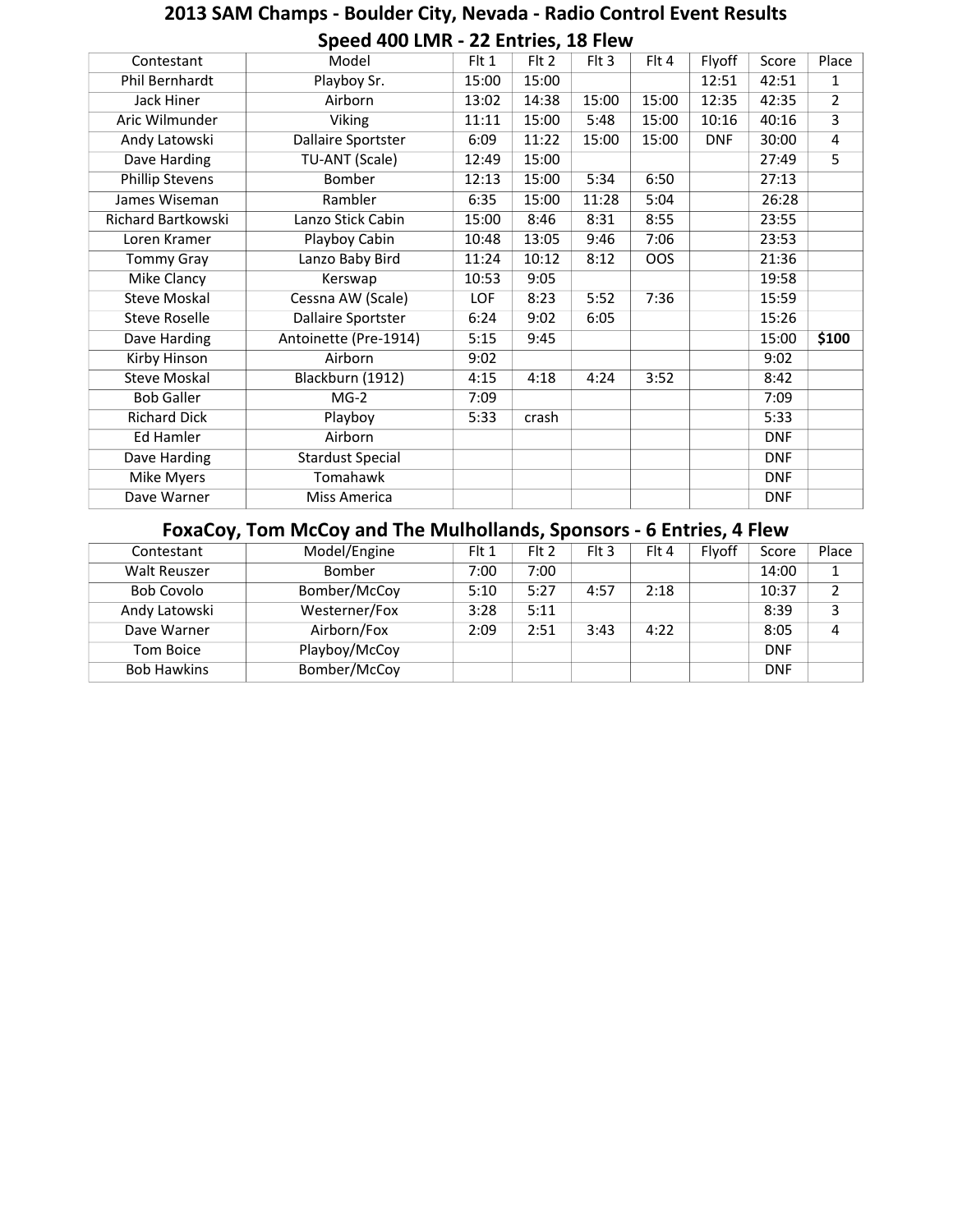# 2013 SAM Champs - Boulder City, Nevada - Radio Control Event Results

## Speed 400 LMR - 22 Entries, 18 Flew

| Contestant | Model | Flt 1 | Flt 2 | Flt 3 | Flt 4 | Flyoff | Score | Place |
|---|---|---|---|---|---|---|---|---|
| Phil Bernhardt | Playboy Sr. | 15:00 | 15:00 | | | 12:51 | 42:51 | 1 |
| Jack Hiner | Airborn | 13:02 | 14:38 | 15:00 | 15:00 | 12:35 | 42:35 | 2 |
| Aric Wilmunder | Viking | 11:11 | 15:00 | 5:48 | 15:00 | 10:16 | 40:16 | 3 |
| Andy Latowski | Dallaire Sportster | 6:09 | 11:22 | 15:00 | 15:00 | DNF | 30:00 | 4 |
| Dave Harding | TU-ANT (Scale) | 12:49 | 15:00 | | | | 27:49 | 5 |
| Phillip Stevens | Bomber | 12:13 | 15:00 | 5:34 | 6:50 | | 27:13 | |
| James Wiseman | Rambler | 6:35 | 15:00 | 11:28 | 5:04 | | 26:28 | |
| Richard Bartkowski | Lanzo Stick Cabin | 15:00 | 8:46 | 8:31 | 8:55 | | 23:55 | |
| Loren Kramer | Playboy Cabin | 10:48 | 13:05 | 9:46 | 7:06 | | 23:53 | |
| Tommy Gray | Lanzo Baby Bird | 11:24 | 10:12 | 8:12 | OOS | | 21:36 | |
| Mike Clancy | Kerswap | 10:53 | 9:05 | | | | 19:58 | |
| Steve Moskal | Cessna AW (Scale) | LOF | 8:23 | 5:52 | 7:36 | | 15:59 | |
| Steve Roselle | Dallaire Sportster | 6:24 | 9:02 | 6:05 | | | 15:26 | |
| Dave Harding | Antoinette (Pre-1914) | 5:15 | 9:45 | | | | 15:00 | **$100** |
| Kirby Hinson | Airborn | 9:02 | | | | | 9:02 | |
| Steve Moskal | Blackburn (1912) | 4:15 | 4:18 | 4:24 | 3:52 | | 8:42 | |
| Bob Galler | MG-2 | 7:09 | | | | | 7:09 | |
| Richard Dick | Playboy | 5:33 | crash | | | | 5:33 | |
| Ed Hamler | Airborn | | | | | | DNF | |
| Dave Harding | Stardust Special | | | | | | DNF | |
| Mike Myers | Tomahawk | | | | | | DNF | |
| Dave Warner | Miss America | | | | | | DNF | |

## FoxaCoy, Tom McCoy and The Mulhollands, Sponsors - 6 Entries, 4 Flew

| Contestant | Model/Engine | Flt 1 | Flt 2 | Flt 3 | Flt 4 | Flyoff | Score | Place |
|---|---|---|---|---|---|---|---|---|
| Walt Reuszer | Bomber | 7:00 | 7:00 | | | | 14:00 | 1 |
| Bob Covolo | Bomber/McCoy | 5:10 | 5:27 | 4:57 | 2:18 | | 10:37 | 2 |
| Andy Latowski | Westerner/Fox | 3:28 | 5:11 | | | | 8:39 | 3 |
| Dave Warner | Airborn/Fox | 2:09 | 2:51 | 3:43 | 4:22 | | 8:05 | 4 |
| Tom Boice | Playboy/McCoy | | | | | | DNF | |
| Bob Hawkins | Bomber/McCoy | | | | | | DNF | |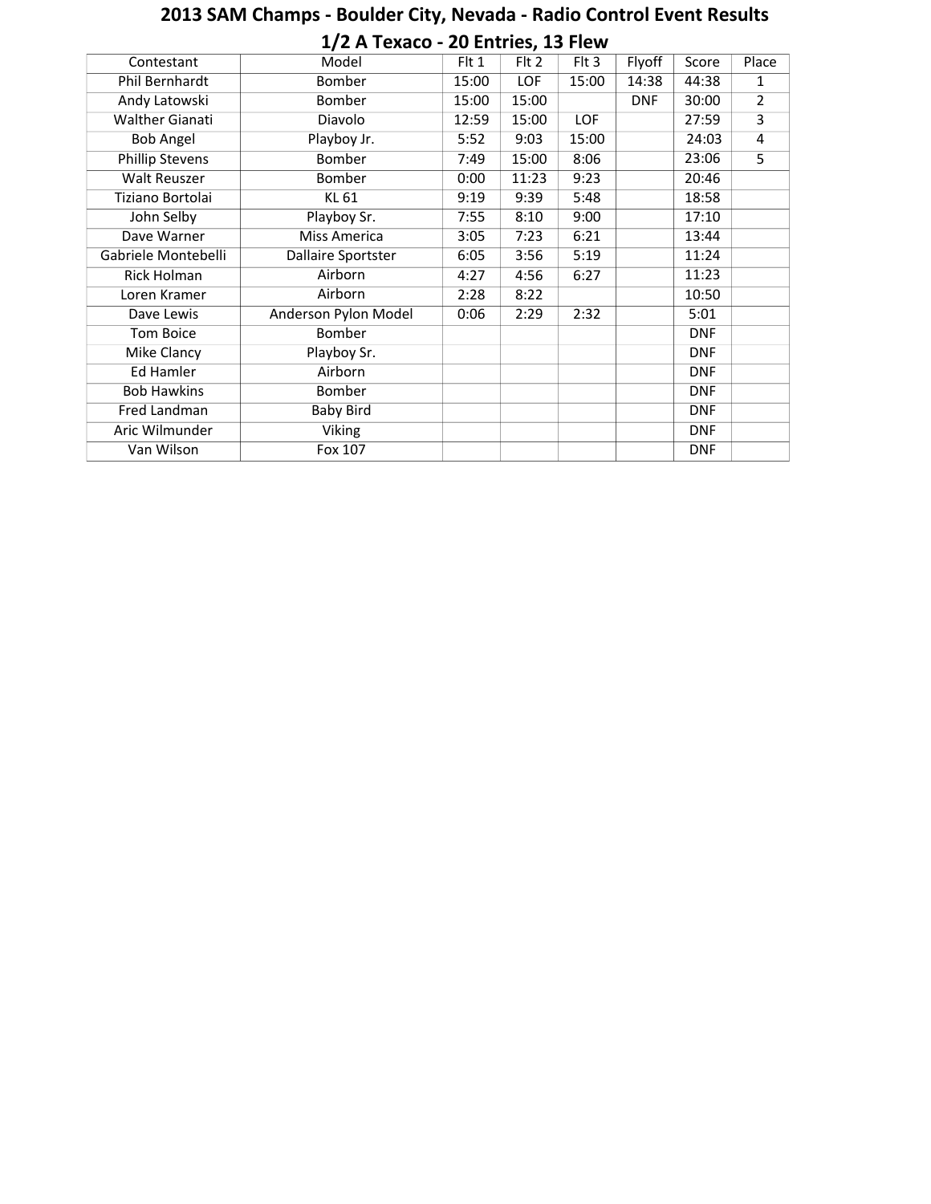# 2013 SAM Champs - Boulder City, Nevada - Radio Control Event Results

## 1/2 A Texaco - 20 Entries, 13 Flew

| Contestant | Model | Flt 1 | Flt 2 | Flt 3 | Flyoff | Score | Place |
|---|---|---|---|---|---|---|---|
| Phil Bernhardt | Bomber | 15:00 | LOF | 15:00 | 14:38 | 44:38 | 1 |
| Andy Latowski | Bomber | 15:00 | 15:00 | | DNF | 30:00 | 2 |
| Walther Gianati | Diavolo | 12:59 | 15:00 | LOF | | 27:59 | 3 |
| Bob Angel | Playboy Jr. | 5:52 | 9:03 | 15:00 | | 24:03 | 4 |
| Phillip Stevens | Bomber | 7:49 | 15:00 | 8:06 | | 23:06 | 5 |
| Walt Reuszer | Bomber | 0:00 | 11:23 | 9:23 | | 20:46 | |
| Tiziano Bortolai | KL 61 | 9:19 | 9:39 | 5:48 | | 18:58 | |
| John Selby | Playboy Sr. | 7:55 | 8:10 | 9:00 | | 17:10 | |
| Dave Warner | Miss America | 3:05 | 7:23 | 6:21 | | 13:44 | |
| Gabriele Montebelli | Dallaire Sportster | 6:05 | 3:56 | 5:19 | | 11:24 | |
| Rick Holman | Airborn | 4:27 | 4:56 | 6:27 | | 11:23 | |
| Loren Kramer | Airborn | 2:28 | 8:22 | | | 10:50 | |
| Dave Lewis | Anderson Pylon Model | 0:06 | 2:29 | 2:32 | | 5:01 | |
| Tom Boice | Bomber | | | | | DNF | |
| Mike Clancy | Playboy Sr. | | | | | DNF | |
| Ed Hamler | Airborn | | | | | DNF | |
| Bob Hawkins | Bomber | | | | | DNF | |
| Fred Landman | Baby Bird | | | | | DNF | |
| Aric Wilmunder | Viking | | | | | DNF | |
| Van Wilson | Fox 107 | | | | | DNF | |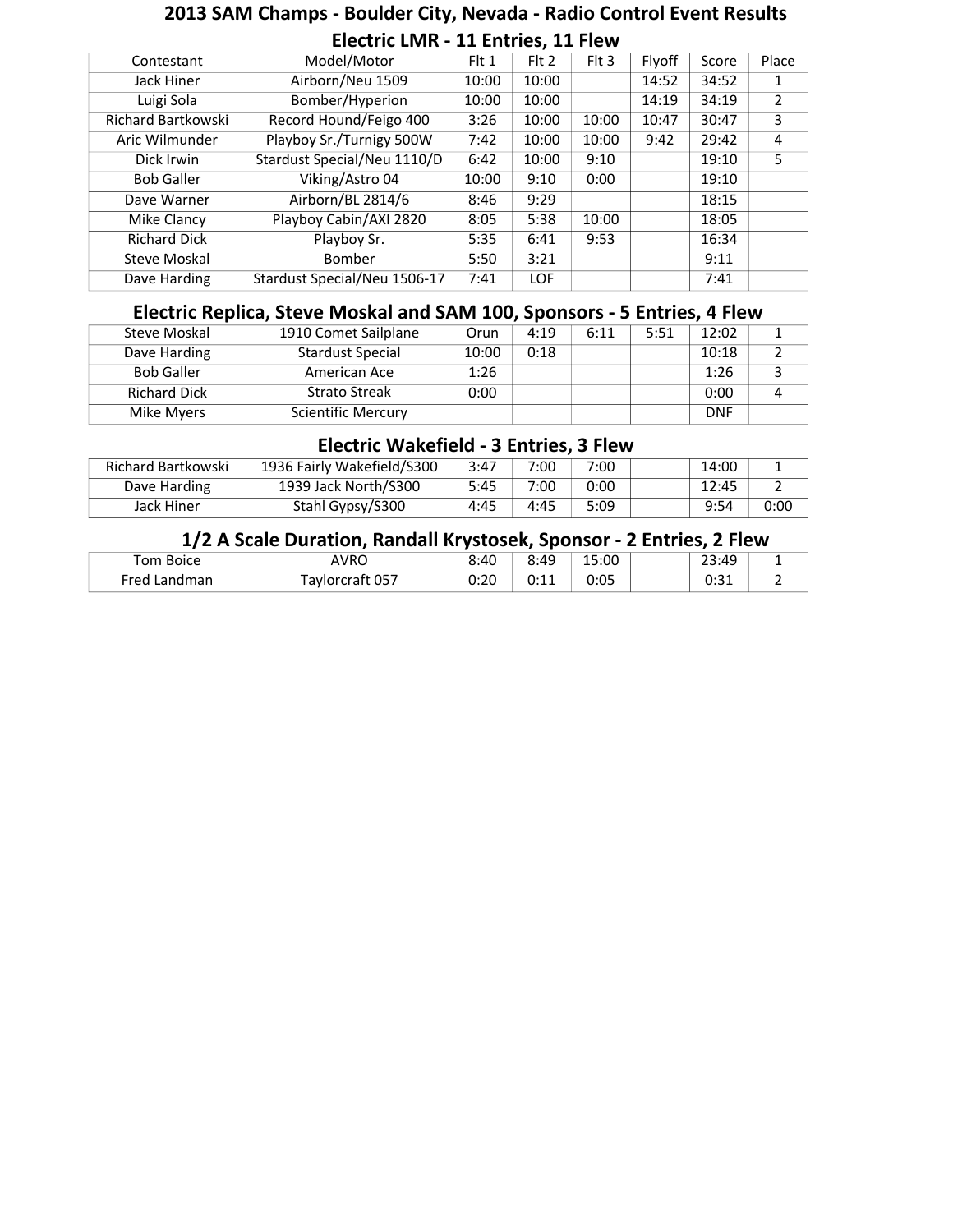# 2013 SAM Champs - Boulder City, Nevada - Radio Control Event Results

## Electric LMR - 11 Entries, 11 Flew

| Contestant | Model/Motor | Flt 1 | Flt 2 | Flt 3 | Flyoff | Score | Place |
|---|---|---|---|---|---|---|---|
| Jack Hiner | Airborn/Neu 1509 | 10:00 | 10:00 | | 14:52 | 34:52 | 1 |
| Luigi Sola | Bomber/Hyperion | 10:00 | 10:00 | | 14:19 | 34:19 | 2 |
| Richard Bartkowski | Record Hound/Feigo 400 | 3:26 | 10:00 | 10:00 | 10:47 | 30:47 | 3 |
| Aric Wilmunder | Playboy Sr./Turnigy 500W | 7:42 | 10:00 | 10:00 | 9:42 | 29:42 | 4 |
| Dick Irwin | Stardust Special/Neu 1110/D | 6:42 | 10:00 | 9:10 | | 19:10 | 5 |
| Bob Galler | Viking/Astro 04 | 10:00 | 9:10 | 0:00 | | 19:10 | |
| Dave Warner | Airborn/BL 2814/6 | 8:46 | 9:29 | | | 18:15 | |
| Mike Clancy | Playboy Cabin/AXI 2820 | 8:05 | 5:38 | 10:00 | | 18:05 | |
| Richard Dick | Playboy Sr. | 5:35 | 6:41 | 9:53 | | 16:34 | |
| Steve Moskal | Bomber | 5:50 | 3:21 | | | 9:11 | |
| Dave Harding | Stardust Special/Neu 1506-17 | 7:41 | LOF | | | 7:41 | |

## Electric Replica, Steve Moskal and SAM 100, Sponsors - 5 Entries, 4 Flew

| Contestant | Model/Motor | Flt 1 | Flt 2 | Flt 3 | Flyoff | Score | Place |
|---|---|---|---|---|---|---|---|
| Steve Moskal | 1910 Comet Sailplane | Orun | 4:19 | 6:11 | 5:51 | 12:02 | 1 |
| Dave Harding | Stardust Special | 10:00 | 0:18 | | | 10:18 | 2 |
| Bob Galler | American Ace | 1:26 | | | | 1:26 | 3 |
| Richard Dick | Strato Streak | 0:00 | | | | 0:00 | 4 |
| Mike Myers | Scientific Mercury | | | | | DNF | |

## Electric Wakefield - 3 Entries, 3 Flew

| Contestant | Model/Motor | Flt 1 | Flt 2 | Flt 3 | Flyoff | Score | Place |
|---|---|---|---|---|---|---|---|
| Richard Bartkowski | 1936 Fairly Wakefield/S300 | 3:47 | 7:00 | 7:00 | | 14:00 | 1 |
| Dave Harding | 1939 Jack North/S300 | 5:45 | 7:00 | 0:00 | | 12:45 | 2 |
| Jack Hiner | Stahl Gypsy/S300 | 4:45 | 4:45 | 5:09 | | 9:54 | 0:00 |

## 1/2 A Scale Duration, Randall Krystosek, Sponsor - 2 Entries, 2 Flew

| Contestant | Model/Motor | Flt 1 | Flt 2 | Flt 3 | Flyoff | Score | Place |
|---|---|---|---|---|---|---|---|
| Tom Boice | AVRO | 8:40 | 8:49 | 15:00 | | 23:49 | 1 |
| Fred Landman | Taylorcraft 057 | 0:20 | 0:11 | 0:05 | | 0:31 | 2 |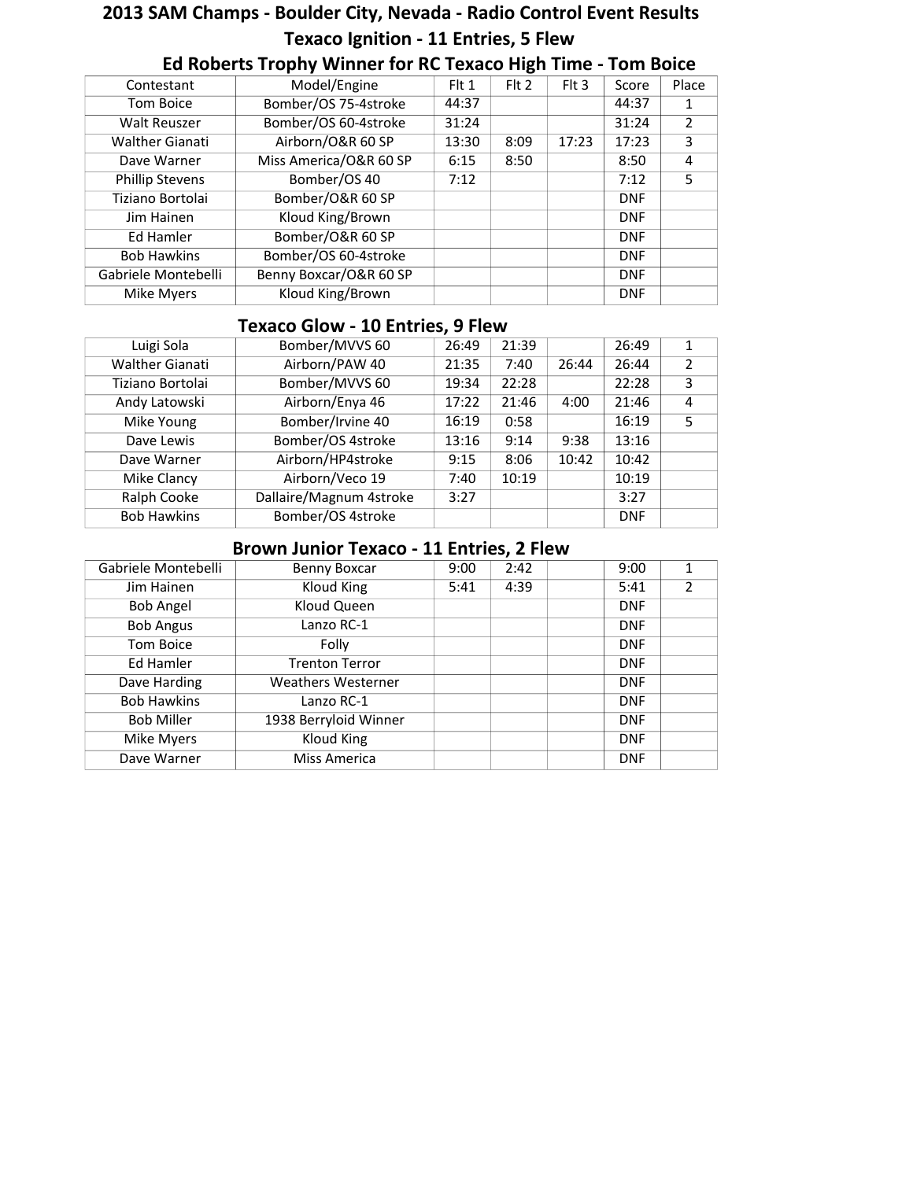# 2013 SAM Champs - Boulder City, Nevada - Radio Control Event Results

## Texaco Ignition - 11 Entries, 5 Flew

### Ed Roberts Trophy Winner for RC Texaco High Time - Tom Boice

| Contestant | Model/Engine | Flt 1 | Flt 2 | Flt 3 | Score | Place |
|---|---|---|---|---|---|---|
| Tom Boice | Bomber/OS 75-4stroke | 44:37 | | | 44:37 | 1 |
| Walt Reuszer | Bomber/OS 60-4stroke | 31:24 | | | 31:24 | 2 |
| Walther Gianati | Airborn/O&R 60 SP | 13:30 | 8:09 | 17:23 | 17:23 | 3 |
| Dave Warner | Miss America/O&R 60 SP | 6:15 | 8:50 | | 8:50 | 4 |
| Phillip Stevens | Bomber/OS 40 | 7:12 | | | 7:12 | 5 |
| Tiziano Bortolai | Bomber/O&R 60 SP | | | | DNF | |
| Jim Hainen | Kloud King/Brown | | | | DNF | |
| Ed Hamler | Bomber/O&R 60 SP | | | | DNF | |
| Bob Hawkins | Bomber/OS 60-4stroke | | | | DNF | |
| Gabriele Montebelli | Benny Boxcar/O&R 60 SP | | | | DNF | |
| Mike Myers | Kloud King/Brown | | | | DNF | |

## Texaco Glow - 10 Entries, 9 Flew

| Contestant | Model/Engine | Flt 1 | Flt 2 | Flt 3 | Score | Place |
|---|---|---|---|---|---|---|
| Luigi Sola | Bomber/MVVS 60 | 26:49 | 21:39 | | 26:49 | 1 |
| Walther Gianati | Airborn/PAW 40 | 21:35 | 7:40 | 26:44 | 26:44 | 2 |
| Tiziano Bortolai | Bomber/MVVS 60 | 19:34 | 22:28 | | 22:28 | 3 |
| Andy Latowski | Airborn/Enya 46 | 17:22 | 21:46 | 4:00 | 21:46 | 4 |
| Mike Young | Bomber/Irvine 40 | 16:19 | 0:58 | | 16:19 | 5 |
| Dave Lewis | Bomber/OS 4stroke | 13:16 | 9:14 | 9:38 | 13:16 | |
| Dave Warner | Airborn/HP4stroke | 9:15 | 8:06 | 10:42 | 10:42 | |
| Mike Clancy | Airborn/Veco 19 | 7:40 | 10:19 | | 10:19 | |
| Ralph Cooke | Dallaire/Magnum 4stroke | 3:27 | | | 3:27 | |
| Bob Hawkins | Bomber/OS 4stroke | | | | DNF | |

## Brown Junior Texaco - 11 Entries, 2 Flew

| Contestant | Model/Engine | Flt 1 | Flt 2 | Flt 3 | Score | Place |
|---|---|---|---|---|---|---|
| Gabriele Montebelli | Benny Boxcar | 9:00 | 2:42 | | 9:00 | 1 |
| Jim Hainen | Kloud King | 5:41 | 4:39 | | 5:41 | 2 |
| Bob Angel | Kloud Queen | | | | DNF | |
| Bob Angus | Lanzo RC-1 | | | | DNF | |
| Tom Boice | Folly | | | | DNF | |
| Ed Hamler | Trenton Terror | | | | DNF | |
| Dave Harding | Weathers Westerner | | | | DNF | |
| Bob Hawkins | Lanzo RC-1 | | | | DNF | |
| Bob Miller | 1938 Berryloid Winner | | | | DNF | |
| Mike Myers | Kloud King | | | | DNF | |
| Dave Warner | Miss America | | | | DNF | |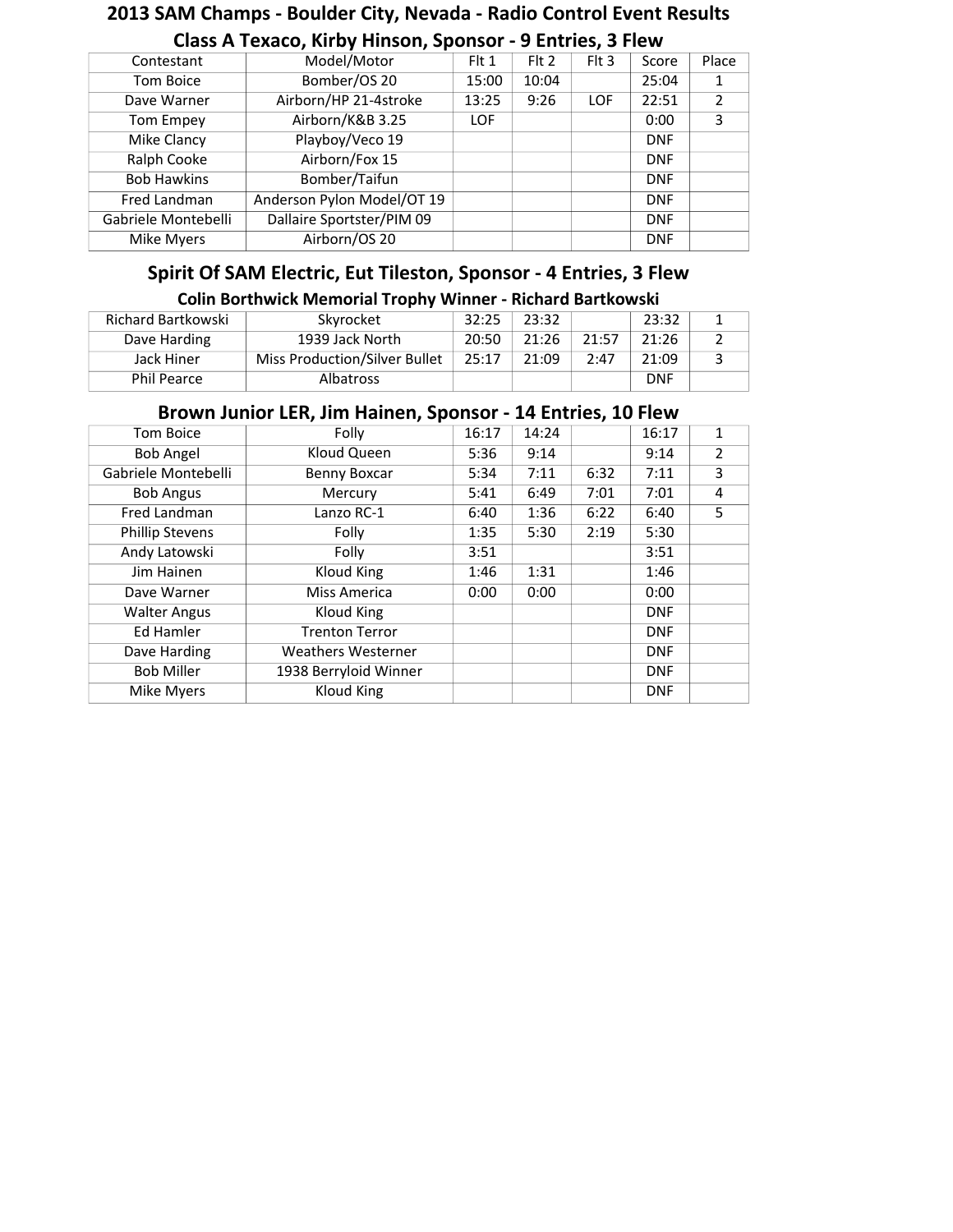# 2013 SAM Champs - Boulder City, Nevada - Radio Control Event Results

## Class A Texaco, Kirby Hinson, Sponsor - 9 Entries, 3 Flew

| Contestant | Model/Motor | Flt 1 | Flt 2 | Flt 3 | Score | Place |
|---|---|---|---|---|---|---|
| Tom Boice | Bomber/OS 20 | 15:00 | 10:04 | | 25:04 | 1 |
| Dave Warner | Airborn/HP 21-4stroke | 13:25 | 9:26 | LOF | 22:51 | 2 |
| Tom Empey | Airborn/K&B 3.25 | LOF | | | 0:00 | 3 |
| Mike Clancy | Playboy/Veco 19 | | | | DNF | |
| Ralph Cooke | Airborn/Fox 15 | | | | DNF | |
| Bob Hawkins | Bomber/Taifun | | | | DNF | |
| Fred Landman | Anderson Pylon Model/OT 19 | | | | DNF | |
| Gabriele Montebelli | Dallaire Sportster/PIM 09 | | | | DNF | |
| Mike Myers | Airborn/OS 20 | | | | DNF | |

## Spirit Of SAM Electric, Eut Tileston, Sponsor - 4 Entries, 3 Flew

### Colin Borthwick Memorial Trophy Winner - Richard Bartkowski

| Contestant | Model | Flt 1 | Flt 2 | Flt 3 | Score | Place |
|---|---|---|---|---|---|---|
| Richard Bartkowski | Skyrocket | 32:25 | 23:32 | | 23:32 | 1 |
| Dave Harding | 1939 Jack North | 20:50 | 21:26 | 21:57 | 21:26 | 2 |
| Jack Hiner | Miss Production/Silver Bullet | 25:17 | 21:09 | 2:47 | 21:09 | 3 |
| Phil Pearce | Albatross | | | | DNF | |

## Brown Junior LER, Jim Hainen, Sponsor - 14 Entries, 10 Flew

| Contestant | Model | Flt 1 | Flt 2 | Flt 3 | Score | Place |
|---|---|---|---|---|---|---|
| Tom Boice | Folly | 16:17 | 14:24 | | 16:17 | 1 |
| Bob Angel | Kloud Queen | 5:36 | 9:14 | | 9:14 | 2 |
| Gabriele Montebelli | Benny Boxcar | 5:34 | 7:11 | 6:32 | 7:11 | 3 |
| Bob Angus | Mercury | 5:41 | 6:49 | 7:01 | 7:01 | 4 |
| Fred Landman | Lanzo RC-1 | 6:40 | 1:36 | 6:22 | 6:40 | 5 |
| Phillip Stevens | Folly | 1:35 | 5:30 | 2:19 | 5:30 | |
| Andy Latowski | Folly | 3:51 | | | 3:51 | |
| Jim Hainen | Kloud King | 1:46 | 1:31 | | 1:46 | |
| Dave Warner | Miss America | 0:00 | 0:00 | | 0:00 | |
| Walter Angus | Kloud King | | | | DNF | |
| Ed Hamler | Trenton Terror | | | | DNF | |
| Dave Harding | Weathers Westerner | | | | DNF | |
| Bob Miller | 1938 Berryloid Winner | | | | DNF | |
| Mike Myers | Kloud King | | | | DNF | |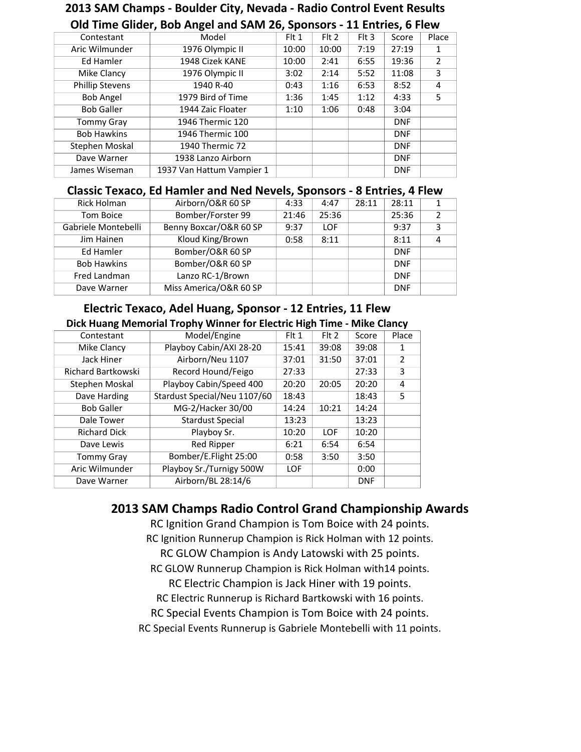# 2013 SAM Champs - Boulder City, Nevada - Radio Control Event Results

## Old Time Glider, Bob Angel and SAM 26, Sponsors - 11 Entries, 6 Flew

| Contestant | Model | Flt 1 | Flt 2 | Flt 3 | Score | Place |
|---|---|---|---|---|---|---|
| Aric Wilmunder | 1976 Olympic II | 10:00 | 10:00 | 7:19 | 27:19 | 1 |
| Ed Hamler | 1948 Cizek KANE | 10:00 | 2:41 | 6:55 | 19:36 | 2 |
| Mike Clancy | 1976 Olympic II | 3:02 | 2:14 | 5:52 | 11:08 | 3 |
| Phillip Stevens | 1940 R-40 | 0:43 | 1:16 | 6:53 | 8:52 | 4 |
| Bob Angel | 1979 Bird of Time | 1:36 | 1:45 | 1:12 | 4:33 | 5 |
| Bob Galler | 1944 Zaic Floater | 1:10 | 1:06 | 0:48 | 3:04 | |
| Tommy Gray | 1946 Thermic 120 | | | | DNF | |
| Bob Hawkins | 1946 Thermic 100 | | | | DNF | |
| Stephen Moskal | 1940 Thermic 72 | | | | DNF | |
| Dave Warner | 1938 Lanzo Airborn | | | | DNF | |
| James Wiseman | 1937 Van Hattum Vampier 1 | | | | DNF | |

## Classic Texaco, Ed Hamler and Ned Nevels, Sponsors - 8 Entries, 4 Flew

| | | | | | | |
|---|---|---|---|---|---|---|
| Rick Holman | Airborn/O&R 60 SP | 4:33 | 4:47 | 28:11 | 28:11 | 1 |
| Tom Boice | Bomber/Forster 99 | 21:46 | 25:36 | | 25:36 | 2 |
| Gabriele Montebelli | Benny Boxcar/O&R 60 SP | 9:37 | LOF | | 9:37 | 3 |
| Jim Hainen | Kloud King/Brown | 0:58 | 8:11 | | 8:11 | 4 |
| Ed Hamler | Bomber/O&R 60 SP | | | | DNF | |
| Bob Hawkins | Bomber/O&R 60 SP | | | | DNF | |
| Fred Landman | Lanzo RC-1/Brown | | | | DNF | |
| Dave Warner | Miss America/O&R 60 SP | | | | DNF | |

## Electric Texaco, Adel Huang, Sponsor - 12 Entries, 11 Flew

### Dick Huang Memorial Trophy Winner for Electric High Time - Mike Clancy

| Contestant | Model/Engine | Flt 1 | Flt 2 | Score | Place |
|---|---|---|---|---|---|
| Mike Clancy | Playboy Cabin/AXI 28-20 | 15:41 | 39:08 | 39:08 | 1 |
| Jack Hiner | Airborn/Neu 1107 | 37:01 | 31:50 | 37:01 | 2 |
| Richard Bartkowski | Record Hound/Feigo | 27:33 | | 27:33 | 3 |
| Stephen Moskal | Playboy Cabin/Speed 400 | 20:20 | 20:05 | 20:20 | 4 |
| Dave Harding | Stardust Special/Neu 1107/60 | 18:43 | | 18:43 | 5 |
| Bob Galler | MG-2/Hacker 30/00 | 14:24 | 10:21 | 14:24 | |
| Dale Tower | Stardust Special | 13:23 | | 13:23 | |
| Richard Dick | Playboy Sr. | 10:20 | LOF | 10:20 | |
| Dave Lewis | Red Ripper | 6:21 | 6:54 | 6:54 | |
| Tommy Gray | Bomber/E.Flight 25:00 | 0:58 | 3:50 | 3:50 | |
| Aric Wilmunder | Playboy Sr./Turnigy 500W | LOF | | 0:00 | |
| Dave Warner | Airborn/BL 28:14/6 | | | DNF | |

## 2013 SAM Champs Radio Control Grand Championship Awards

RC Ignition Grand Champion is Tom Boice with 24 points.

RC Ignition Runnerup Champion is Rick Holman with 12 points.

RC GLOW Champion is Andy Latowski with 25 points.

RC GLOW Runnerup Champion is Rick Holman with14 points.

RC Electric Champion is Jack Hiner with 19 points.

RC Electric Runnerup is Richard Bartkowski with 16 points.

RC Special Events Champion is Tom Boice with 24 points.

RC Special Events Runnerup is Gabriele Montebelli with 11 points.